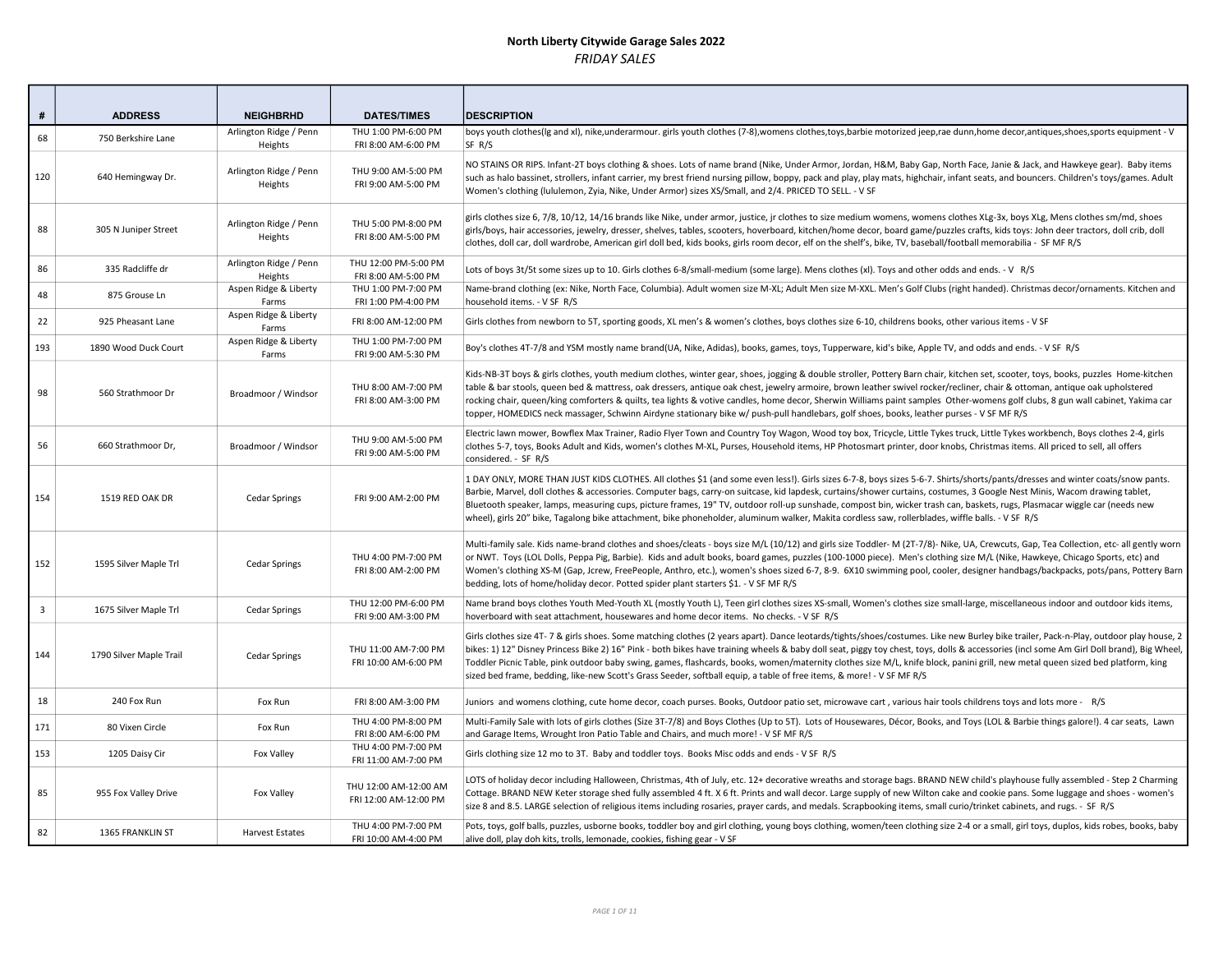# North Liberty Citywide Garage Sales 2022

*FRIDAY SALES*

| # | ADDRESS | NEIGHBRHD | DATES/TIMES | DESCRIPTION |
|---|---|---|---|---|
| 68 | 750 Berkshire Lane | Arlington Ridge / Penn Heights | THU 1:00 PM-6:00 PM FRI 8:00 AM-6:00 PM | boys youth clothes(lg and xl), nike,underarmour. girls youth clothes (7-8),womens clothes,toys,barbie motorized jeep,rae dunn,home decor,antiques,shoes,sports equipment - V SF R/S |
| 120 | 640 Hemingway Dr. | Arlington Ridge / Penn Heights | THU 9:00 AM-5:00 PM FRI 9:00 AM-5:00 PM | NO STAINS OR RIPS. Infant-2T boys clothing & shoes. Lots of name brand (Nike, Under Armor, Jordan, H&M, Baby Gap, North Face, Janie & Jack, and Hawkeye gear). Baby items such as halo bassinet, strollers, infant carrier, my brest friend nursing pillow, boppy, pack and play, play mats, highchair, infant seats, and bouncers. Children's toys/games. Adult Women's clothing (lululemon, Zyia, Nike, Under Armor) sizes XS/Small, and 2/4. PRICED TO SELL. - V SF |
| 88 | 305 N Juniper Street | Arlington Ridge / Penn Heights | THU 5:00 PM-8:00 PM FRI 8:00 AM-5:00 PM | girls clothes size 6, 7/8, 10/12, 14/16 brands like Nike, under armor, justice, jr clothes to size medium womens, womens clothes XLg-3x, boys XLg, Mens clothes sm/md, shoes girls/boys, hair accessories, jewelry, dresser, shelves, tables, scooters, hoverboard, kitchen/home decor, board game/puzzles crafts, kids toys: John deer tractors, doll crib, doll clothes, doll car, doll wardrobe, American girl doll bed, kids books, girls room decor, elf on the shelf's, bike, TV, baseball/football memorabilia - SF MF R/S |
| 86 | 335 Radcliffe dr | Arlington Ridge / Penn Heights | THU 12:00 PM-5:00 PM FRI 8:00 AM-5:00 PM | Lots of boys 3t/5t some sizes up to 10. Girls clothes 6-8/small-medium (some large). Mens clothes (xl). Toys and other odds and ends. - V R/S |
| 48 | 875 Grouse Ln | Aspen Ridge & Liberty Farms | THU 1:00 PM-7:00 PM FRI 1:00 PM-4:00 PM | Name-brand clothing (ex: Nike, North Face, Columbia). Adult women size M-XL; Adult Men size M-XXL. Men's Golf Clubs (right handed). Christmas decor/ornaments. Kitchen and household items. - V SF R/S |
| 22 | 925 Pheasant Lane | Aspen Ridge & Liberty Farms | FRI 8:00 AM-12:00 PM | Girls clothes from newborn to 5T, sporting goods, XL men's & women's clothes, boys clothes size 6-10, childrens books, other various items - V SF |
| 193 | 1890 Wood Duck Court | Aspen Ridge & Liberty Farms | THU 1:00 PM-7:00 PM FRI 9:00 AM-5:30 PM | Boy's clothes 4T-7/8 and YSM mostly name brand(UA, Nike, Adidas), books, games, toys, Tupperware, kid's bike, Apple TV, and odds and ends. - V SF R/S |
| 98 | 560 Strathmoor Dr | Broadmoor / Windsor | THU 8:00 AM-7:00 PM FRI 8:00 AM-3:00 PM | Kids-NB-3T boys & girls clothes, youth medium clothes, winter gear, shoes, jogging & double stroller, Pottery Barn chair, kitchen set, scooter, toys, books, puzzles Home-kitchen table & bar stools, queen bed & mattress, oak dressers, antique oak chest, jewelry armoire, brown leather swivel rocker/recliner, chair & ottoman, antique oak upholstered rocking chair, queen/king comforters & quilts, tea lights & votive candles, home decor, Sherwin Williams paint samples Other-womens golf clubs, 8 gun wall cabinet, Yakima car topper, HOMEDICS neck massager, Schwinn Airdyne stationary bike w/ push-pull handlebars, golf shoes, books, leather purses - V SF MF R/S |
| 56 | 660 Strathmoor Dr, | Broadmoor / Windsor | THU 9:00 AM-5:00 PM FRI 9:00 AM-5:00 PM | Electric lawn mower, Bowflex Max Trainer, Radio Flyer Town and Country Toy Wagon, Wood toy box, Tricycle, Little Tykes truck, Little Tykes workbench, Boys clothes 2-4, girls clothes 5-7, toys, Books Adult and Kids, women's clothes M-XL, Purses, Household items, HP Photosmart printer, door knobs, Christmas items. All priced to sell, all offers considered. - SF R/S |
| 154 | 1519 RED OAK DR | Cedar Springs | FRI 9:00 AM-2:00 PM | 1 DAY ONLY, MORE THAN JUST KIDS CLOTHES. All clothes $1 (and some even less!). Girls sizes 6-7-8, boys sizes 5-6-7. Shirts/shorts/pants/dresses and winter coats/snow pants. Barbie, Marvel, doll clothes & accessories. Computer bags, carry-on suitcase, kid lapdesk, curtains/shower curtains, costumes, 3 Google Nest Minis, Wacom drawing tablet, Bluetooth speaker, lamps, measuring cups, picture frames, 19" TV, outdoor roll-up sunshade, compost bin, wicker trash can, baskets, rugs, Plasmacar wiggle car (needs new wheel), girls 20" bike, Tagalong bike attachment, bike phoneholder, aluminum walker, Makita cordless saw, rollerblades, wiffle balls. - V SF R/S |
| 152 | 1595 Silver Maple Trl | Cedar Springs | THU 4:00 PM-7:00 PM FRI 8:00 AM-2:00 PM | Multi-family sale. Kids name-brand clothes and shoes/cleats - boys size M/L (10/12) and girls size Toddler- M (2T-7/8)- Nike, UA, Crewcuts, Gap, Tea Collection, etc- all gently worn or NWT. Toys (LOL Dolls, Peppa Pig, Barbie). Kids and adult books, board games, puzzles (100-1000 piece). Men's clothing size M/L (Nike, Hawkeye, Chicago Sports, etc) and Women's clothing XS-M (Gap, Jcrew, FreePeople, Anthro, etc.), women's shoes sized 6-7, 8-9. 6X10 swimming pool, cooler, designer handbags/backpacks, pots/pans, Pottery Barn bedding, lots of home/holiday decor. Potted spider plant starters $1. - V SF MF R/S |
| 3 | 1675 Silver Maple Trl | Cedar Springs | THU 12:00 PM-6:00 PM FRI 9:00 AM-3:00 PM | Name brand boys clothes Youth Med-Youth XL (mostly Youth L), Teen girl clothes sizes XS-small, Women's clothes size small-large, miscellaneous indoor and outdoor kids items, hoverboard with seat attachment, housewares and home decor items. No checks. - V SF R/S |
| 144 | 1790 Silver Maple Trail | Cedar Springs | THU 11:00 AM-7:00 PM FRI 10:00 AM-6:00 PM | Girls clothes size 4T- 7 & girls shoes. Some matching clothes (2 years apart). Dance leotards/tights/shoes/costumes. Like new Burley bike trailer, Pack-n-Play, outdoor play house, 2 bikes: 1) 12" Disney Princess Bike 2) 16" Pink - both bikes have training wheels & baby doll seat, piggy toy chest, toys, dolls & accessories (incl some Am Girl Doll brand), Big Wheel, Toddler Picnic Table, pink outdoor baby swing, games, flashcards, books, women/maternity clothes size M/L, knife block, panini grill, new metal queen sized bed platform, king sized bed frame, bedding, like-new Scott's Grass Seeder, softball equip, a table of free items, & more! - V SF MF R/S |
| 18 | 240 Fox Run | Fox Run | FRI 8:00 AM-3:00 PM | Juniors and womens clothing, cute home decor, coach purses. Books, Outdoor patio set, microwave cart , various hair tools childrens toys and lots more - R/S |
| 171 | 80 Vixen Circle | Fox Run | THU 4:00 PM-8:00 PM FRI 8:00 AM-6:00 PM | Multi-Family Sale with lots of girls clothes (Size 3T-7/8) and Boys Clothes (Up to 5T). Lots of Housewares, Décor, Books, and Toys (LOL & Barbie things galore!). 4 car seats, Lawn and Garage Items, Wrought Iron Patio Table and Chairs, and much more! - V SF MF R/S |
| 153 | 1205 Daisy Cir | Fox Valley | THU 4:00 PM-7:00 PM FRI 11:00 AM-7:00 PM | Girls clothing size 12 mo to 3T. Baby and toddler toys. Books Misc odds and ends - V SF R/S |
| 85 | 955 Fox Valley Drive | Fox Valley | THU 12:00 AM-12:00 AM FRI 12:00 AM-12:00 PM | LOTS of holiday decor including Halloween, Christmas, 4th of July, etc. 12+ decorative wreaths and storage bags. BRAND NEW child's playhouse fully assembled - Step 2 Charming Cottage. BRAND NEW Keter storage shed fully assembled 4 ft. X 6 ft. Prints and wall decor. Large supply of new Wilton cake and cookie pans. Some luggage and shoes - women's size 8 and 8.5. LARGE selection of religious items including rosaries, prayer cards, and medals. Scrapbooking items, small curio/trinket cabinets, and rugs. - SF R/S |
| 82 | 1365 FRANKLIN ST | Harvest Estates | THU 4:00 PM-7:00 PM FRI 10:00 AM-4:00 PM | Pots, toys, golf balls, puzzles, usborne books, toddler boy and girl clothing, young boys clothing, women/teen clothing size 2-4 or a small, girl toys, duplos, kids robes, books, baby alive doll, play doh kits, trolls, lemonade, cookies, fishing gear - V SF |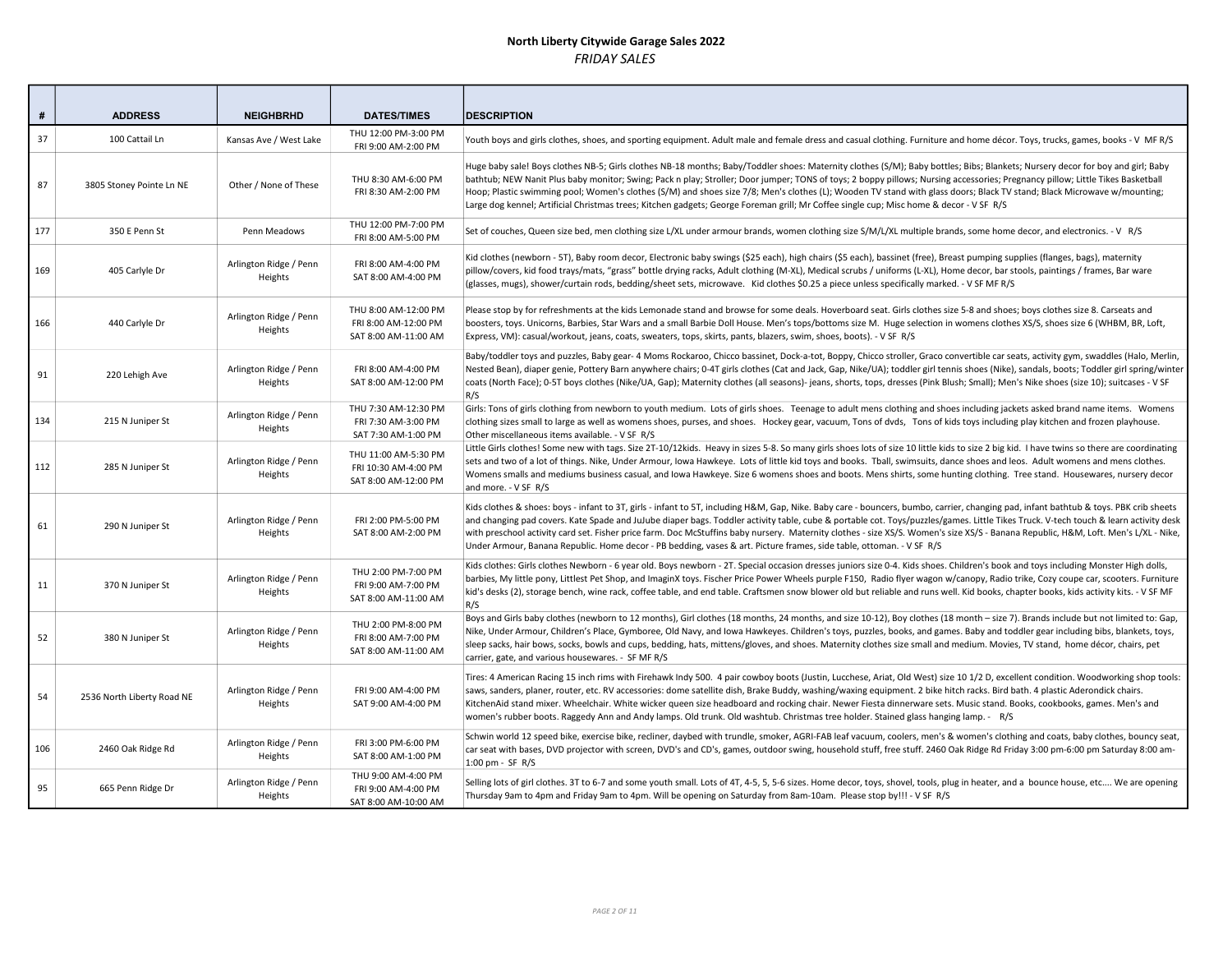# North Liberty Citywide Garage Sales 2022

*FRIDAY SALES*

| # | ADDRESS | NEIGHBRHD | DATES/TIMES | DESCRIPTION |
|---|---|---|---|---|
| 37 | 100 Cattail Ln | Kansas Ave / West Lake | THU 12:00 PM-3:00 PM<br>FRI 9:00 AM-2:00 PM | Youth boys and girls clothes, shoes, and sporting equipment. Adult male and female dress and casual clothing. Furniture and home décor. Toys, trucks, games, books - V MF R/S |
| 87 | 3805 Stoney Pointe Ln NE | Other / None of These | THU 8:30 AM-6:00 PM<br>FRI 8:30 AM-2:00 PM | Huge baby sale! Boys clothes NB-5; Girls clothes NB-18 months; Baby/Toddler shoes: Maternity clothes (S/M); Baby bottles; Bibs; Blankets; Nursery decor for boy and girl; Baby bathtub; NEW Nanit Plus baby monitor; Swing; Pack n play; Stroller; Door jumper; TONS of toys; 2 boppy pillows; Nursing accessories; Pregnancy pillow; Little Tikes Basketball Hoop; Plastic swimming pool; Women's clothes (S/M) and shoes size 7/8; Men's clothes (L); Wooden TV stand with glass doors; Black TV stand; Black Microwave w/mounting; Large dog kennel; Artificial Christmas trees; Kitchen gadgets; George Foreman grill; Mr Coffee single cup; Misc home & decor - V SF R/S |
| 177 | 350 E Penn St | Penn Meadows | THU 12:00 PM-7:00 PM<br>FRI 8:00 AM-5:00 PM | Set of couches, Queen size bed, men clothing size L/XL under armour brands, women clothing size S/M/L/XL multiple brands, some home decor, and electronics. - V R/S |
| 169 | 405 Carlyle Dr | Arlington Ridge / Penn Heights | FRI 8:00 AM-4:00 PM<br>SAT 8:00 AM-4:00 PM | Kid clothes (newborn - 5T), Baby room decor, Electronic baby swings ($25 each), high chairs ($5 each), bassinet (free), Breast pumping supplies (flanges, bags), maternity pillow/covers, kid food trays/mats, "grass" bottle drying racks, Adult clothing (M-XL), Medical scrubs / uniforms (L-XL), Home decor, bar stools, paintings / frames, Bar ware (glasses, mugs), shower/curtain rods, bedding/sheet sets, microwave. Kid clothes $0.25 a piece unless specifically marked. - V SF MF R/S |
| 166 | 440 Carlyle Dr | Arlington Ridge / Penn Heights | THU 8:00 AM-12:00 PM<br>FRI 8:00 AM-12:00 PM<br>SAT 8:00 AM-11:00 AM | Please stop by for refreshments at the kids Lemonade stand and browse for some deals. Hoverboard seat. Girls clothes size 5-8 and shoes; boys clothes size 8. Carseats and boosters, toys. Unicorns, Barbies, Star Wars and a small Barbie Doll House. Men's tops/bottoms size M. Huge selection in womens clothes XS/S, shoes size 6 (WHBM, BR, Loft, Express, VM): casual/workout, jeans, coats, sweaters, tops, skirts, pants, blazers, swim, shoes, boots). - V SF R/S |
| 91 | 220 Lehigh Ave | Arlington Ridge / Penn Heights | FRI 8:00 AM-4:00 PM<br>SAT 8:00 AM-12:00 PM | Baby/toddler toys and puzzles, Baby gear- 4 Moms Rockaroo, Chicco bassinet, Dock-a-tot, Boppy, Chicco stroller, Graco convertible car seats, activity gym, swaddles (Halo, Merlin, Nested Bean), diaper genie, Pottery Barn anywhere chairs; 0-4T girls clothes (Cat and Jack, Gap, Nike/UA); toddler girl tennis shoes (Nike), sandals, boots; Toddler girl spring/winter coats (North Face); 0-5T boys clothes (Nike/UA, Gap); Maternity clothes (all seasons)- jeans, shorts, tops, dresses (Pink Blush; Small); Men's Nike shoes (size 10); suitcases - V SF R/S |
| 134 | 215 N Juniper St | Arlington Ridge / Penn Heights | THU 7:30 AM-12:30 PM<br>FRI 7:30 AM-3:00 PM<br>SAT 7:30 AM-1:00 PM | Girls: Tons of girls clothing from newborn to youth medium. Lots of girls shoes. Teenage to adult mens clothing and shoes including jackets asked brand name items. Womens clothing sizes small to large as well as womens shoes, purses, and shoes. Hockey gear, vacuum, Tons of dvds, Tons of kids toys including play kitchen and frozen playhouse. Other miscellaneous items available. - V SF R/S |
| 112 | 285 N Juniper St | Arlington Ridge / Penn Heights | THU 11:00 AM-5:30 PM<br>FRI 10:30 AM-4:00 PM<br>SAT 8:00 AM-12:00 PM | Little Girls clothes! Some new with tags. Size 2T-10/12kids. Heavy in sizes 5-8. So many girls shoes lots of size 10 little kids to size 2 big kid. I have twins so there are coordinating sets and two of a lot of things. Nike, Under Armour, Iowa Hawkeye. Lots of little kid toys and books. Tball, swimsuits, dance shoes and leos. Adult womens and mens clothes. Womens smalls and mediums business casual, and Iowa Hawkeye. Size 6 womens shoes and boots. Mens shirts, some hunting clothing. Tree stand. Housewares, nursery decor and more. - V SF R/S |
| 61 | 290 N Juniper St | Arlington Ridge / Penn Heights | FRI 2:00 PM-5:00 PM<br>SAT 8:00 AM-2:00 PM | Kids clothes & shoes: boys - infant to 3T, girls - infant to 5T, including H&M, Gap, Nike. Baby care - bouncers, bumbo, carrier, changing pad, infant bathtub & toys. PBK crib sheets and changing pad covers. Kate Spade and JuJube diaper bags. Toddler activity table, cube & portable cot. Toys/puzzles/games. Little Tikes Truck. V-tech touch & learn activity desk with preschool activity card set. Fisher price farm. Doc McStuffins baby nursery. Maternity clothes - size XS/S. Women's size XS/S - Banana Republic, H&M, Loft. Men's L/XL - Nike, Under Armour, Banana Republic. Home decor - PB bedding, vases & art. Picture frames, side table, ottoman. - V SF R/S |
| 11 | 370 N Juniper St | Arlington Ridge / Penn Heights | THU 2:00 PM-7:00 PM<br>FRI 9:00 AM-7:00 PM<br>SAT 8:00 AM-11:00 AM | Kids clothes: Girls clothes Newborn - 6 year old. Boys newborn - 2T. Special occasion dresses juniors size 0-4. Kids shoes. Children's book and toys including Monster High dolls, barbies, My little pony, Littlest Pet Shop, and ImaginX toys. Fischer Price Power Wheels purple F150, Radio flyer wagon w/canopy, Radio trike, Cozy coupe car, scooters. Furniture kid's desks (2), storage bench, wine rack, coffee table, and end table. Craftsmen snow blower old but reliable and runs well. Kid books, chapter books, kids activity kits. - V SF MF R/S |
| 52 | 380 N Juniper St | Arlington Ridge / Penn Heights | THU 2:00 PM-8:00 PM<br>FRI 8:00 AM-7:00 PM<br>SAT 8:00 AM-11:00 AM | Boys and Girls baby clothes (newborn to 12 months), Girl clothes (18 months, 24 months, and size 10-12), Boy clothes (18 month – size 7). Brands include but not limited to: Gap, Nike, Under Armour, Children's Place, Gymboree, Old Navy, and Iowa Hawkeyes. Children's toys, puzzles, books, and games. Baby and toddler gear including bibs, blankets, toys, sleep sacks, hair bows, socks, bowls and cups, bedding, hats, mittens/gloves, and shoes. Maternity clothes size small and medium. Movies, TV stand, home décor, chairs, pet carrier, gate, and various housewares. - SF MF R/S |
| 54 | 2536 North Liberty Road NE | Arlington Ridge / Penn Heights | FRI 9:00 AM-4:00 PM<br>SAT 9:00 AM-4:00 PM | Tires: 4 American Racing 15 inch rims with Firehawk Indy 500. 4 pair cowboy boots (Justin, Lucchese, Ariat, Old West) size 10 1/2 D, excellent condition. Woodworking shop tools: saws, sanders, planer, router, etc. RV accessories: dome satellite dish, Brake Buddy, washing/waxing equipment. 2 bike hitch racks. Bird bath. 4 plastic Aderondick chairs. KitchenAid stand mixer. Wheelchair. White wicker queen size headboard and rocking chair. Newer Fiesta dinnerware sets. Music stand. Books, cookbooks, games. Men's and women's rubber boots. Raggedy Ann and Andy lamps. Old trunk. Old washtub. Christmas tree holder. Stained glass hanging lamp. - R/S |
| 106 | 2460 Oak Ridge Rd | Arlington Ridge / Penn Heights | FRI 3:00 PM-6:00 PM<br>SAT 8:00 AM-1:00 PM | Schwin world 12 speed bike, exercise bike, recliner, daybed with trundle, smoker, AGRI-FAB leaf vacuum, coolers, men's & women's clothing and coats, baby clothes, bouncy seat, car seat with bases, DVD projector with screen, DVD's and CD's, games, outdoor swing, household stuff, free stuff. 2460 Oak Ridge Rd Friday 3:00 pm-6:00 pm Saturday 8:00 am-1:00 pm - SF R/S |
| 95 | 665 Penn Ridge Dr | Arlington Ridge / Penn Heights | THU 9:00 AM-4:00 PM<br>FRI 9:00 AM-4:00 PM<br>SAT 8:00 AM-10:00 AM | Selling lots of girl clothes. 3T to 6-7 and some youth small. Lots of 4T, 4-5, 5, 5-6 sizes. Home decor, toys, shovel, tools, plug in heater, and a bounce house, etc.... We are opening Thursday 9am to 4pm and Friday 9am to 4pm. Will be opening on Saturday from 8am-10am. Please stop by!!! - V SF R/S |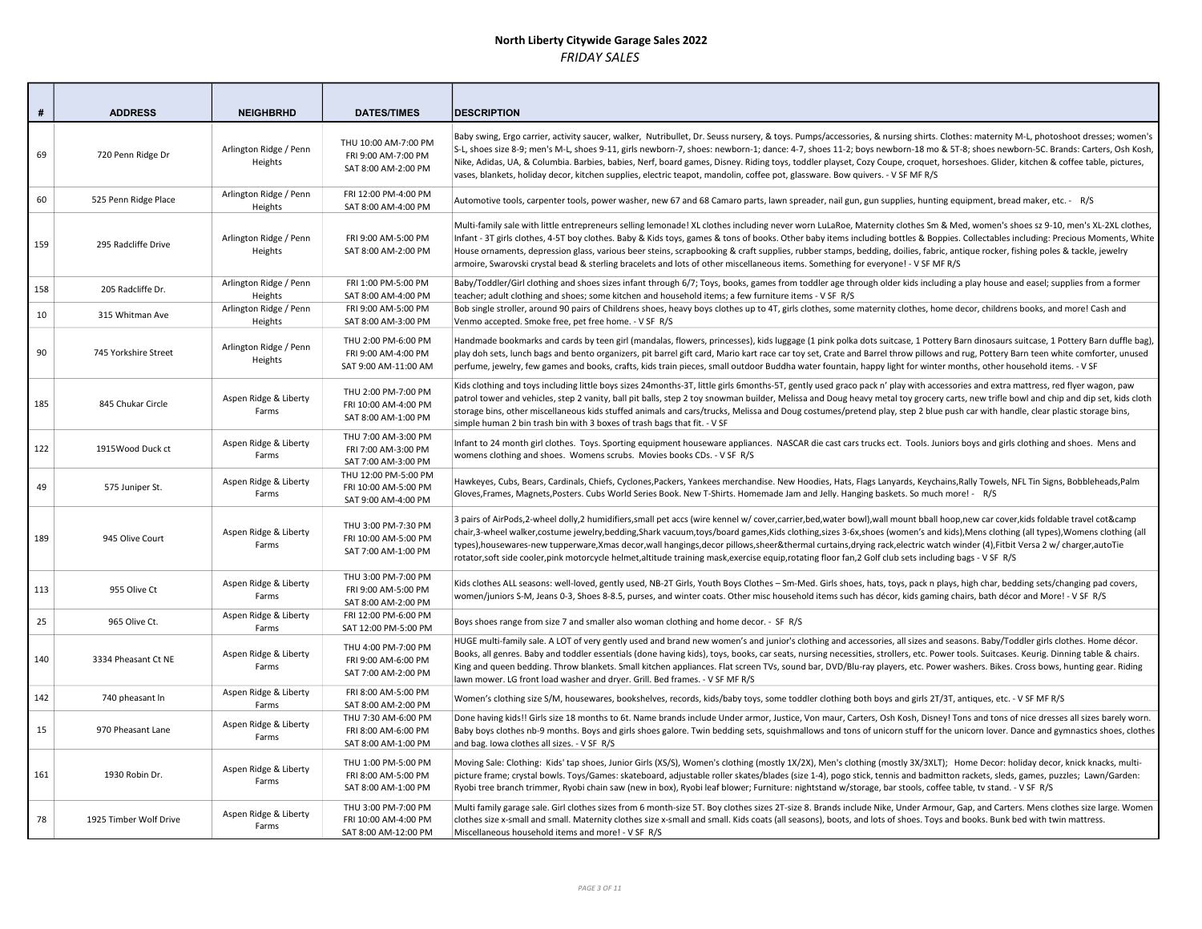# North Liberty Citywide Garage Sales 2022

*FRIDAY SALES*

| # | ADDRESS | NEIGHBRHD | DATES/TIMES | DESCRIPTION |
|---|---|---|---|---|
| 69 | 720 Penn Ridge Dr | Arlington Ridge / Penn Heights | THU 10:00 AM-7:00 PM<br>FRI 9:00 AM-7:00 PM<br>SAT 8:00 AM-2:00 PM | Baby swing, Ergo carrier, activity saucer, walker, Nutribullet, Dr. Seuss nursery, & toys. Pumps/accessories, & nursing shirts. Clothes: maternity M-L, photoshoot dresses; women's S-L, shoes size 8-9; men's M-L, shoes 9-11, girls newborn-7, shoes: newborn-1; dance: 4-7, shoes 11-2; boys newborn-18 mo & 5T-8; shoes newborn-5C. Brands: Carters, Osh Kosh, Nike, Adidas, UA, & Columbia. Barbies, babies, Nerf, board games, Disney. Riding toys, toddler playset, Cozy Coupe, croquet, horseshoes. Glider, kitchen & coffee table, pictures, vases, blankets, holiday decor, kitchen supplies, electric teapot, mandolin, coffee pot, glassware. Bow quivers. - V SF MF R/S |
| 60 | 525 Penn Ridge Place | Arlington Ridge / Penn Heights | FRI 12:00 PM-4:00 PM<br>SAT 8:00 AM-4:00 PM | Automotive tools, carpenter tools, power washer, new 67 and 68 Camaro parts, lawn spreader, nail gun, gun supplies, hunting equipment, bread maker, etc. - R/S |
| 159 | 295 Radcliffe Drive | Arlington Ridge / Penn Heights | FRI 9:00 AM-5:00 PM<br>SAT 8:00 AM-2:00 PM | Multi-family sale with little entrepreneurs selling lemonade! XL clothes including never worn LuLaRoe, Maternity clothes Sm & Med, women's shoes sz 9-10, men's XL-2XL clothes, Infant - 3T girls clothes, 4-5T boy clothes. Baby & Kids toys, games & tons of books. Other baby items including bottles & Boppies. Collectables including: Precious Moments, White House ornaments, depression glass, various beer steins, scrapbooking & craft supplies, rubber stamps, bedding, doilies, fabric, antique rocker, fishing poles & tackle, jewelry armoire, Swarovski crystal bead & sterling bracelets and lots of other miscellaneous items. Something for everyone! - V SF MF R/S |
| 158 | 205 Radcliffe Dr. | Arlington Ridge / Penn Heights | FRI 1:00 PM-5:00 PM<br>SAT 8:00 AM-4:00 PM | Baby/Toddler/Girl clothing and shoes sizes infant through 6/7; Toys, books, games from toddler age through older kids including a play house and easel; supplies from a former teacher; adult clothing and shoes; some kitchen and household items; a few furniture items - V SF R/S |
| 10 | 315 Whitman Ave | Arlington Ridge / Penn Heights | FRI 9:00 AM-5:00 PM<br>SAT 8:00 AM-3:00 PM | Bob single stroller, around 90 pairs of Childrens shoes, heavy boys clothes up to 4T, girls clothes, some maternity clothes, home decor, childrens books, and more! Cash and Venmo accepted. Smoke free, pet free home. - V SF R/S |
| 90 | 745 Yorkshire Street | Arlington Ridge / Penn Heights | THU 2:00 PM-6:00 PM<br>FRI 9:00 AM-4:00 PM<br>SAT 9:00 AM-11:00 AM | Handmade bookmarks and cards by teen girl (mandalas, flowers, princesses), kids luggage (1 pink polka dots suitcase, 1 Pottery Barn dinosaurs suitcase, 1 Pottery Barn duffle bag), play doh sets, lunch bags and bento organizers, pit barrel gift card, Mario kart race car toy set, Crate and Barrel throw pillows and rug, Pottery Barn teen white comforter, unused perfume, jewelry, few games and books, crafts, kids train pieces, small outdoor Buddha water fountain, happy light for winter months, other household items. - V SF |
| 185 | 845 Chukar Circle | Aspen Ridge & Liberty Farms | THU 2:00 PM-7:00 PM<br>FRI 10:00 AM-4:00 PM<br>SAT 8:00 AM-1:00 PM | Kids clothing and toys including little boys sizes 24months-3T, little girls 6months-5T, gently used graco pack n' play with accessories and extra mattress, red flyer wagon, paw patrol tower and vehicles, step 2 vanity, ball pit balls, step 2 toy snowman builder, Melissa and Doug heavy metal toy grocery carts, new trifle bowl and chip and dip set, kids cloth storage bins, other miscellaneous kids stuffed animals and cars/trucks, Melissa and Doug costumes/pretend play, step 2 blue push car with handle, clear plastic storage bins, simple human 2 bin trash bin with 3 boxes of trash bags that fit. - V SF |
| 122 | 1915Wood Duck ct | Aspen Ridge & Liberty Farms | THU 7:00 AM-3:00 PM<br>FRI 7:00 AM-3:00 PM<br>SAT 7:00 AM-3:00 PM | Infant to 24 month girl clothes. Toys. Sporting equipment houseware appliances. NASCAR die cast cars trucks ect. Tools. Juniors boys and girls clothing and shoes. Mens and womens clothing and shoes. Womens scrubs. Movies books CDs. - V SF R/S |
| 49 | 575 Juniper St. | Aspen Ridge & Liberty Farms | THU 12:00 PM-5:00 PM<br>FRI 10:00 AM-5:00 PM<br>SAT 9:00 AM-4:00 PM | Hawkeyes, Cubs, Bears, Cardinals, Chiefs, Cyclones,Packers, Yankees merchandise. New Hoodies, Hats, Flags Lanyards, Keychains,Rally Towels, NFL Tin Signs, Bobbleheads,Palm Gloves,Frames, Magnets,Posters. Cubs World Series Book. New T-Shirts. Homemade Jam and Jelly. Hanging baskets. So much more! - R/S |
| 189 | 945 Olive Court | Aspen Ridge & Liberty Farms | THU 3:00 PM-7:30 PM<br>FRI 10:00 AM-5:00 PM<br>SAT 7:00 AM-1:00 PM | 3 pairs of AirPods,2-wheel dolly,2 humidifiers,small pet accs (wire kennel w/ cover,carrier,bed,water bowl),wall mount bball hoop,new car cover,kids foldable travel cot&camp chair,3-wheel walker,costume jewelry,bedding,Shark vacuum,toys/board games,Kids clothing,sizes 3-6x,shoes (women's and kids),Mens clothing (all types),Womens clothing (all types),housewares-new tupperware,Xmas decor,wall hangings,decor pillows,sheer&thermal curtains,drying rack,electric watch winder (4),Fitbit Versa 2 w/ charger,autoTie rotator,soft side cooler,pink motorcycle helmet,altitude training mask,exercise equip,rotating floor fan,2 Golf club sets including bags - V SF R/S |
| 113 | 955 Olive Ct | Aspen Ridge & Liberty Farms | THU 3:00 PM-7:00 PM<br>FRI 9:00 AM-5:00 PM<br>SAT 8:00 AM-2:00 PM | Kids clothes ALL seasons: well-loved, gently used, NB-2T Girls, Youth Boys Clothes – Sm-Med. Girls shoes, hats, toys, pack n plays, high char, bedding sets/changing pad covers, women/juniors S-M, Jeans 0-3, Shoes 8-8.5, purses, and winter coats. Other misc household items such has décor, kids gaming chairs, bath décor and More! - V SF R/S |
| 25 | 965 Olive Ct. | Aspen Ridge & Liberty Farms | FRI 12:00 PM-6:00 PM<br>SAT 12:00 PM-5:00 PM | Boys shoes range from size 7 and smaller also woman clothing and home decor. - SF R/S |
| 140 | 3334 Pheasant Ct NE | Aspen Ridge & Liberty Farms | THU 4:00 PM-7:00 PM<br>FRI 9:00 AM-6:00 PM<br>SAT 7:00 AM-2:00 PM | HUGE multi-family sale. A LOT of very gently used and brand new women's and junior's clothing and accessories, all sizes and seasons. Baby/Toddler girls clothes. Home décor. Books, all genres. Baby and toddler essentials (done having kids), toys, books, car seats, nursing accessories, strollers, etc. Power tools. Suitcases. Keurig. Dinning table & chairs. King and queen bedding. Throw blankets. Small kitchen appliances. Flat screen TVs, sound bar, DVD/Blu-ray players, etc. Power washers. Bikes. Cross bows, hunting gear. Riding lawn mower. LG front load washer and dryer. Grill. Bed frames. - V SF MF R/S |
| 142 | 740 pheasant ln | Aspen Ridge & Liberty Farms | FRI 8:00 AM-5:00 PM<br>SAT 8:00 AM-2:00 PM | Women's clothing size S/M, housewares, bookshelves, records, kids/baby toys, some toddler clothing both boys and girls 2T/3T, antiques, etc. - V SF MF R/S |
| 15 | 970 Pheasant Lane | Aspen Ridge & Liberty Farms | THU 7:30 AM-6:00 PM<br>FRI 8:00 AM-6:00 PM<br>SAT 8:00 AM-1:00 PM | Done having kids!! Girls size 18 months to 6t. Name brands include Under armor, Justice, Von maur, Carters, Osh Kosh, Disney! Tons and tons of nice dresses all sizes barely worn. Baby boys clothes nb-9 months. Boys and girls shoes galore. Twin bedding sets, squishmallows and tons of unicorn stuff for the unicorn lover. Dance and gymnastics shoes, clothes and bag. Iowa clothes all sizes. - V SF R/S |
| 161 | 1930 Robin Dr. | Aspen Ridge & Liberty Farms | THU 1:00 PM-5:00 PM<br>FRI 8:00 AM-5:00 PM<br>SAT 8:00 AM-1:00 PM | Moving Sale: Clothing: Kids' tap shoes, Junior Girls (XS/S), Women's clothing (mostly 1X/2X), Men's clothing (mostly 3X/3XLT); Home Decor: holiday decor, knick knacks, multi-picture frame; crystal bowls. Toys/Games: skateboard, adjustable roller skates/blades (size 1-4), pogo stick, tennis and badmitton rackets, sleds, games, puzzles; Lawn/Garden: Ryobi tree branch trimmer, Ryobi chain saw (new in box), Ryobi leaf blower; Furniture: nightstand w/storage, bar stools, coffee table, tv stand. - V SF R/S |
| 78 | 1925 Timber Wolf Drive | Aspen Ridge & Liberty Farms | THU 3:00 PM-7:00 PM<br>FRI 10:00 AM-4:00 PM<br>SAT 8:00 AM-12:00 PM | Multi family garage sale. Girl clothes sizes from 6 month-size 5T. Boy clothes sizes 2T-size 8. Brands include Nike, Under Armour, Gap, and Carters. Mens clothes size large. Women clothes size x-small and small. Maternity clothes size x-small and small. Kids coats (all seasons), boots, and lots of shoes. Toys and books. Bunk bed with twin mattress. Miscellaneous household items and more! - V SF R/S |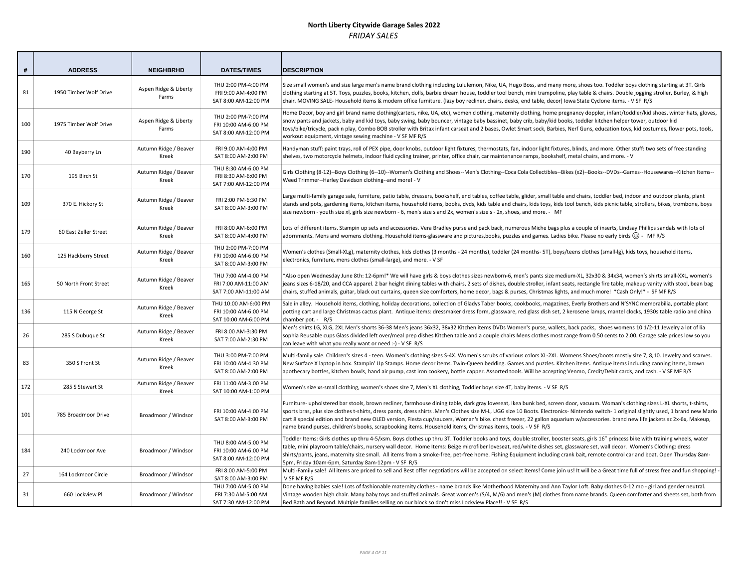## North Liberty Citywide Garage Sales 2022

*FRIDAY SALES*

| # | ADDRESS | NEIGHBRHD | DATES/TIMES | DESCRIPTION |
|---|---|---|---|---|
| 81 | 1950 Timber Wolf Drive | Aspen Ridge & Liberty Farms | THU 2:00 PM-4:00 PM<br>FRI 9:00 AM-4:00 PM<br>SAT 8:00 AM-12:00 PM | Size small women's and size large men's name brand clothing including Lululemon, Nike, UA, Hugo Boss, and many more, shoes too. Toddler boys clothing starting at 3T. Girls clothing starting at 5T. Toys, puzzles, books, kitchen, dolls, barbie dream house, toddler tool bench, mini trampoline, play table & chairs. Double jogging stroller, Burley, & high chair. MOVING SALE- Household items & modern office furniture. (lazy boy recliner, chairs, desks, end table, decor) Iowa State Cyclone items. - V SF R/S |
| 100 | 1975 Timber Wolf Drive | Aspen Ridge & Liberty Farms | THU 2:00 PM-7:00 PM<br>FRI 10:00 AM-6:00 PM<br>SAT 8:00 AM-12:00 PM | Home Decor, boy and girl brand name clothing(carters, nike, UA, etc), women clothing, maternity clothing, home pregnancy doppler, infant/toddler/kid shoes, winter hats, gloves, snow pants and jackets, baby and kid toys, baby swing, baby bouncer, vintage baby bassinet, baby crib, baby/kid books, toddler kitchen helper tower, outdoor kid toys/bike/tricycle, pack n play, Combo BOB stroller with Britax infant carseat and 2 bases, Owlet Smart sock, Barbies, Nerf Guns, education toys, kid costumes, flower pots, tools, workout equipment, vintage sewing machine - V SF MF R/S |
| 190 | 40 Bayberry Ln | Autumn Ridge / Beaver Kreek | FRI 9:00 AM-4:00 PM<br>SAT 8:00 AM-2:00 PM | Handyman stuff: paint trays, roll of PEX pipe, door knobs, outdoor light fixtures, thermostats, fan, indoor light fixtures, blinds, and more. Other stuff: two sets of free standing shelves, two motorcycle helmets, indoor fluid cycling trainer, printer, office chair, car maintenance ramps, bookshelf, metal chairs, and more. - V |
| 170 | 195 Birch St | Autumn Ridge / Beaver Kreek | THU 8:30 AM-6:00 PM<br>FRI 8:30 AM-6:00 PM<br>SAT 7:00 AM-12:00 PM | Girls Clothing (8-12)--Boys Clothing (6--10)--Women's Clothing and Shoes--Men's Clothing--Coca Cola Collectibles--Bikes (x2)--Books--DVDs--Games--Housewares--Kitchen Items--Weed Trimmer--Harley Davidson clothing--and more! - V |
| 109 | 370 E. Hickory St | Autumn Ridge / Beaver Kreek | FRI 2:00 PM-6:30 PM<br>SAT 8:00 AM-3:00 PM | Large multi-family garage sale, furniture, patio table, dressers, bookshelf, end tables, coffee table, glider, small table and chairs, toddler bed, indoor and outdoor plants, plant stands and pots, gardening items, kitchen items, household items, books, dvds, kids table and chairs, kids toys, kids tool bench, kids picnic table, strollers, bikes, trombone, boys size newborn - youth size xl, girls size newborn - 6, men's size s and 2x, women's size s - 2x, shoes, and more. - MF |
| 179 | 60 East Zeller Street | Autumn Ridge / Beaver Kreek | FRI 8:00 AM-6:00 PM<br>SAT 8:00 AM-4:00 PM | Lots of different items. Stampin up sets and accessories. Vera Bradley purse and pack back, numerous Miche bags plus a couple of inserts, Lindsay Phillips sandals with lots of adornments. Mens and womens clothing. Household items-glassware and pictures,books, puzzles and games. Ladies bike. Please no early birds 😉 - MF R/S |
| 160 | 125 Hackberry Street | Autumn Ridge / Beaver Kreek | THU 2:00 PM-7:00 PM<br>FRI 10:00 AM-6:00 PM<br>SAT 8:00 AM-3:00 PM | Women's clothes (Small-XLg), maternity clothes, kids clothes (3 months - 24 months), toddler (24 months- 5T), boys/teens clothes (small-lg), kids toys, household items, electronics, furniture, mens clothes (small-large), and more. - V SF |
| 165 | 50 North Front Street | Autumn Ridge / Beaver Kreek | THU 7:00 AM-4:00 PM<br>FRI 7:00 AM-11:00 AM<br>SAT 7:00 AM-11:00 AM | *Also open Wednesday June 8th: 12-6pm!* We will have girls & boys clothes sizes newborn-6, men's pants size medium-XL, 32x30 & 34x34, women's shirts small-XXL, women's jeans sizes 6-18/20, and CCA apparel. 2 bar height dining tables with chairs, 2 sets of dishes, double stroller, infant seats, rectangle fire table, makeup vanity with stool, bean bag chairs, stuffed animals, guitar, black out curtains, queen size comforters, home decor, bags & purses, Christmas lights, and much more! *Cash Only!* - SF MF R/S |
| 136 | 115 N George St | Autumn Ridge / Beaver Kreek | THU 10:00 AM-6:00 PM<br>FRI 10:00 AM-6:00 PM<br>SAT 10:00 AM-6:00 PM | Sale in alley. Household items, clothing, holiday decorations, collection of Gladys Taber books, cookbooks, magazines, Everly Brothers and N'SYNC memorabilia, portable plant potting cart and large Christmas cactus plant. Antique items: dressmaker dress form, glassware, red glass dish set, 2 kerosene lamps, mantel clocks, 1930s table radio and china chamber pot. - R/S |
| 26 | 285 S Dubuque St | Autumn Ridge / Beaver Kreek | FRI 8:00 AM-3:30 PM<br>SAT 7:00 AM-2:30 PM | Men's shirts LG, XLG, 2XL Men's shorts 36-38 Men's jeans 36x32, 38x32 Kitchen items DVDs Women's purse, wallets, back packs, shoes womens 10 1/2-11 Jewelry a lot of lia sophia Reusable cups Glass divided left over/meal prep dishes Kitchen table and a couple chairs Mens clothes most range from 0.50 cents to 2.00. Garage sale prices low so you can leave with what you really want or need :-) - V SF R/S |
| 83 | 350 S Front St | Autumn Ridge / Beaver Kreek | THU 3:00 PM-7:00 PM<br>FRI 10:00 AM-4:30 PM<br>SAT 8:00 AM-2:00 PM | Multi-family sale. Children's sizes 4 - teen. Women's clothing sizes S-4X. Women's scrubs of various colors XL-2XL. Womens Shoes/boots mostly size 7, 8,10. Jewelry and scarves. New Surface X laptop in box. Stampin' Up Stamps. Home decor items. Twin-Queen bedding. Games and puzzles. Kitchen items. Antique items including canning items, brown apothecary bottles, kitchen bowls, hand air pump, cast iron cookery, bottle capper. Assorted tools. Will be accepting Venmo, Credit/Debit cards, and cash. - V SF MF R/S |
| 172 | 285 S Stewart St | Autumn Ridge / Beaver Kreek | FRI 11:00 AM-3:00 PM<br>SAT 10:00 AM-1:00 PM | Women's size xs-small clothing, women's shoes size 7, Men's XL clothing, Toddler boys size 4T, baby items. - V SF R/S |
| 101 | 785 Broadmoor Drive | Broadmoor / Windsor | FRI 10:00 AM-4:00 PM<br>SAT 8:00 AM-3:00 PM | Furniture- upholstered bar stools, brown recliner, farmhouse dining table, dark gray loveseat, Ikea bunk bed, screen door, vacuum. Woman's clothing sizes L-XL shorts, t-shirts, sports bras, plus size clothes t-shirts, dress pants, dress shirts .Men's Clothes size M-L, UGG size 10 Boots. Electronics- Nintendo switch- 1 original slightly used, 1 brand new Mario cart 8 special edition and brand new OLED version, Fiesta cup/saucers, Woman's bike. chest freezer, 22 gallon aquarium w/accessories. brand new life jackets sz 2x-6x, Makeup, name brand purses, children's books, scrapbooking items. Household items, Christmas items, tools. - V SF R/S |
| 184 | 240 Lockmoor Ave | Broadmoor / Windsor | THU 8:00 AM-5:00 PM<br>FRI 10:00 AM-6:00 PM<br>SAT 8:00 AM-12:00 PM | Toddler Items: Girls clothes up thru 4-5/xsm. Boys clothes up thru 5T. Toddler books and toys, double stroller, booster seats, girls 16" princess bike with training wheels, water table, mini playroom table/chairs, nursery wall decor. Home Items: Beige microfiber loveseat, red/white dishes set, glassware set, wall decor. Women's Clothing: dress shirts/pants, jeans, maternity size small. All items from a smoke-free, pet-free home. Fishing Equipment including crank bait, remote control car and boat. Open Thursday 8am-5pm, Friday 10am-6pm, Saturday 8am-12pm - V SF R/S |
| 27 | 164 Lockmoor Circle | Broadmoor / Windsor | FRI 8:00 AM-5:00 PM<br>SAT 8:00 AM-3:00 PM | Multi-Family sale! All items are priced to sell and Best offer negotiations will be accepted on select items! Come join us! It will be a Great time full of stress free and fun shopping! - V SF MF R/S |
| 31 | 660 Lockview Pl | Broadmoor / Windsor | THU 7:00 AM-5:00 PM<br>FRI 7:30 AM-5:00 AM<br>SAT 7:30 AM-12:00 PM | Done having babies sale! Lots of fashionable maternity clothes - name brands like Motherhood Maternity and Ann Taylor Loft. Baby clothes 0-12 mo - girl and gender neutral. Vintage wooden high chair. Many baby toys and stuffed animals. Great women's (S/4, M/6) and men's (M) clothes from name brands. Queen comforter and sheets set, both from Bed Bath and Beyond. Multiple families selling on our block so don't miss Lockview Place!! - V SF R/S |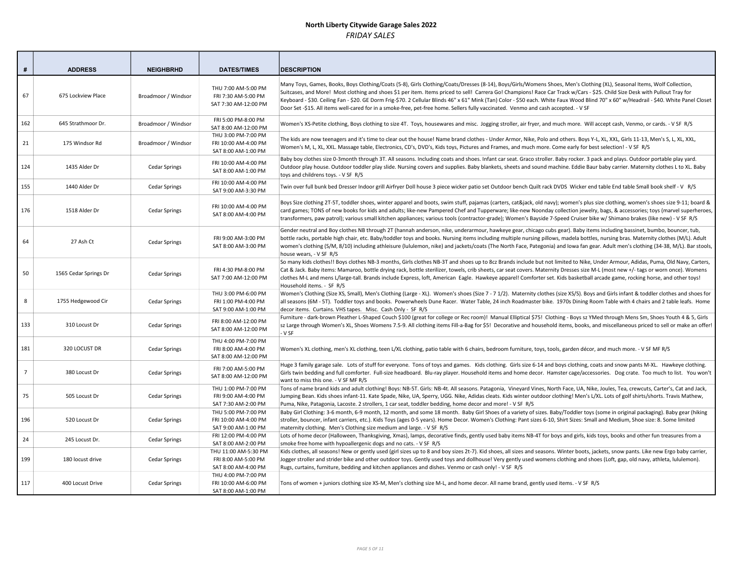# North Liberty Citywide Garage Sales 2022

*FRIDAY SALES*

| # | ADDRESS | NEIGHBRHD | DATES/TIMES | DESCRIPTION |
|---|---|---|---|---|
| 67 | 675 Lockview Place | Broadmoor / Windsor | THU 7:00 AM-5:00 PM<br>FRI 7:30 AM-5:00 PM<br>SAT 7:30 AM-12:00 PM | Many Toys, Games, Books, Boys Clothing/Coats (5-8), Girls Clothing/Coats/Dresses (8-14), Boys/Girls/Womens Shoes, Men's Clothing (XL), Seasonal Items, Wolf Collection, Suitcases, and More! Most clothing and shoes $1 per item. Items priced to sell! Carrera Go! Champions! Race Car Track w/Cars - $25. Child Size Desk with Pullout Tray for Keyboard - $30. Ceiling Fan - $20. GE Dorm Frig-$70. 2 Cellular Blinds 46" x 61" Mink (Tan) Color - $50 each. White Faux Wood Blind 70" x 60" w/Headrail - $40. White Panel Closet Door Set -$15. All items well-cared for in a smoke-free, pet-free home. Sellers fully vaccinated. Venmo and cash accepted. - V SF |
| 162 | 645 Strathmoor Dr. | Broadmoor / Windsor | FRI 5:00 PM-8:00 PM<br>SAT 8:00 AM-12:00 PM | Women's XS-Petite clothing, Boys clothing to size 4T. Toys, housewares and misc. Jogging stroller, air fryer, and much more. Will accept cash, Venmo, or cards. - V SF R/S |
| 21 | 175 Windsor Rd | Broadmoor / Windsor | THU 3:00 PM-7:00 PM<br>FRI 10:00 AM-4:00 PM<br>SAT 8:00 AM-1:00 PM | The kids are now teenagers and it's time to clear out the house! Name brand clothes - Under Armor, Nike, Polo and others. Boys Y-L, XL, XXL, Girls 11-13, Men's S, L, XL, XXL, Women's M, L, XL, XXL. Massage table, Electronics, CD's, DVD's, Kids toys, Pictures and Frames, and much more. Come early for best selection! - V SF R/S |
| 124 | 1435 Alder Dr | Cedar Springs | FRI 10:00 AM-4:00 PM<br>SAT 8:00 AM-1:00 PM | Baby boy clothes size 0-3month through 3T. All seasons. Including coats and shoes. Infant car seat. Graco stroller. Baby rocker. 3 pack and plays. Outdoor portable play yard. Outdoor play house. Outdoor toddler play slide. Nursing covers and supplies. Baby blankets, sheets and sound machine. Eddie Baur baby carrier. Maternity clothes L to XL. Baby toys and childrens toys. - V SF R/S |
| 155 | 1440 Alder Dr | Cedar Springs | FRI 10:00 AM-4:00 PM<br>SAT 9:00 AM-3:30 PM | Twin over full bunk bed Dresser Indoor grill Airfryer Doll house 3 piece wicker patio set Outdoor bench Quilt rack DVDS Wicker end table End table Small book shelf - V R/S |
| 176 | 1518 Alder Dr | Cedar Springs | FRI 10:00 AM-4:00 PM<br>SAT 8:00 AM-4:00 PM | Boys Size clothing 2T-5T, toddler shoes, winter apparel and boots, swim stuff, pajamas (carters, cat&jack, old navy); women's plus size clothing, women's shoes size 9-11; board & card games; TONS of new books for kids and adults; like-new Pampered Chef and Tupperware; like-new Noonday collection jewelry, bags, & accessories; toys (marvel superheroes, transformers, paw patrol); various small kitchen appliances; various tools (contractor-grade); Women's Bayside 7-Speed Cruiser bike w/ Shimano brakes (like new) - V SF R/S |
| 64 | 27 Ash Ct | Cedar Springs | FRI 9:00 AM-3:00 PM<br>SAT 8:00 AM-3:00 PM | Gender neutral and Boy clothes NB through 2T (hannah anderson, nike, underarmour, hawkeye gear, chicago cubs gear). Baby items including bassinet, bumbo, bouncer, tub, bottle racks, portable high chair, etc. Baby/toddler toys and books. Nursing items including multiple nursing pillows, madela bottles, nursing bras. Maternity clothes (M/L). Adult women's clothing (S/M, 8/10) including athleisure (lululemon, nike) and jackets/coats (The North Face, Petegonia) and Iowa fan gear. Adult men's clothing (34-38, M/L). Bar stools, house wears, - V SF R/S |
| 50 | 1565 Cedar Springs Dr | Cedar Springs | FRI 4:30 PM-8:00 PM<br>SAT 7:00 AM-12:00 PM | So many kids clothes!! Boys clothes NB-3 months, Girls clothes NB-3T and shoes up to 8cz Brands include but not limited to Nike, Under Armour, Adidas, Puma, Old Navy, Carters, Cat & Jack. Baby items: Mamaroo, bottle drying rack, bottle sterilizer, towels, crib sheets, car seat covers. Maternity Dresses size M-L (most new +/- tags or worn once). Womens clothes M-L and mens L/large-tall. Brands include Express, loft, American Eagle. Hawkeye apparel! Comforter set. Kids basketball arcade game, rocking horse, and other toys! Household items. - SF R/S |
| 8 | 1755 Hedgewood Cir | Cedar Springs | THU 3:00 PM-6:00 PM<br>FRI 1:00 PM-4:00 PM<br>SAT 9:00 AM-1:00 PM | Women's Clothing (Size XS, Small), Men's Clothing (Large - XL). Women's shoes (Size 7 - 7 1/2). Maternity clothes (size XS/S). Boys and Girls infant & toddler clothes and shoes for all seasons (6M - 5T). Toddler toys and books. Powerwheels Dune Racer. Water Table, 24 inch Roadmaster bike. 1970s Dining Room Table with 4 chairs and 2 table leafs. Home decor items. Curtains. VHS tapes. Misc. Cash Only - SF R/S |
| 133 | 310 Locust Dr | Cedar Springs | FRI 8:00 AM-12:00 PM<br>SAT 8:00 AM-12:00 PM | Furniture - dark-brown Pleather L-Shaped Couch $100 (great for college or Rec room)! Manual Elliptical $75! Clothing - Boys sz YMed through Mens Sm, Shoes Youth 4 & 5, Girls sz Large through Women's XL, Shoes Womens 7.5-9. All clothing items Fill-a-Bag for $5! Decorative and household items, books, and miscellaneous priced to sell or make an offer! - V SF |
| 181 | 320 LOCUST DR | Cedar Springs | THU 4:00 PM-7:00 PM<br>FRI 8:00 AM-4:00 PM<br>SAT 8:00 AM-12:00 PM | Women's XL clothing, men's XL clothing, teen L/XL clothing, patio table with 6 chairs, bedroom furniture, toys, tools, garden décor, and much more. - V SF MF R/S |
| 7 | 380 Locust Dr | Cedar Springs | FRI 7:00 AM-5:00 PM<br>SAT 8:00 AM-12:00 PM | Huge 3 family garage sale. Lots of stuff for everyone. Tons of toys and games. Kids clothing. Girls size 6-14 and boys clothing, coats and snow pants M-XL. Hawkeye clothing. Girls twin bedding and full comforter. Full-size headboard. Blu-ray player. Household items and home decor. Hamster cage/accessories. Dog crate. Too much to list. You won't want to miss this one. - V SF MF R/S |
| 75 | 505 Locust Dr | Cedar Springs | THU 1:00 PM-7:00 PM<br>FRI 9:00 AM-4:00 PM<br>SAT 7:30 AM-2:00 PM | Tons of name brand kids and adult clothing! Boys: NB-5T. Girls: NB-4t. All seasons. Patagonia, Vineyard Vines, North Face, UA, Nike, Joules, Tea, crewcuts, Carter's, Cat and Jack, Jumping Bean. Kids shoes infant-11. Kate Spade, Nike, UA, Sperry, UGG. Nike, Adidas cleats. Kids winter outdoor clothing! Men's L/XL. Lots of golf shirts/shorts. Travis Mathew, Puma, Nike, Patagonia, Lacoste. 2 strollers, 1 car seat, toddler bedding, home decor and more! - V SF R/S |
| 196 | 520 Locust Dr | Cedar Springs | THU 5:00 PM-7:00 PM<br>FRI 10:00 AM-4:00 PM<br>SAT 9:00 AM-1:00 PM | Baby Girl Clothing: 3-6 month, 6-9 month, 12 month, and some 18 month. Baby Girl Shoes of a variety of sizes. Baby/Toddler toys (some in original packaging). Baby gear (hiking stroller, bouncer, infant carriers, etc.). Kids Toys (ages 0-5 years). Home Decor. Women's Clothing: Pant sizes 6-10, Shirt Sizes: Small and Medium, Shoe size: 8. Some limited maternity clothing. Men's Clothing size medium and large. - V SF R/S |
| 24 | 245 Locust Dr. | Cedar Springs | FRI 12:00 PM-4:00 PM<br>SAT 8:00 AM-2:00 PM | Lots of home decor (Halloween, Thanksgiving, Xmas), lamps, decorative finds, gently used baby items NB-4T for boys and girls, kids toys, books and other fun treasures from a smoke free home with hypoallergenic dogs and no cats. - V SF R/S |
| 199 | 180 locust drive | Cedar Springs | THU 11:00 AM-5:30 PM<br>FRI 8:00 AM-5:00 PM<br>SAT 8:00 AM-4:00 PM | Kids clothes, all seasons! New or gently used (girl sizes up to 8 and boy sizes 2t-7). Kid shoes, all sizes and seasons. Winter boots, jackets, snow pants. Like new Ergo baby carrier, Jogger stroller and strider bike and other outdoor toys. Gently used toys and dollhouse! Very gently used womens clothing and shoes (Loft, gap, old navy, athleta, lululemon). Rugs, curtains, furniture, bedding and kitchen appliances and dishes. Venmo or cash only! - V SF R/S |
| 117 | 400 Locust Drive | Cedar Springs | THU 4:00 PM-7:00 PM<br>FRI 10:00 AM-6:00 PM<br>SAT 8:00 AM-1:00 PM | Tons of women + juniors clothing size XS-M, Men's clothing size M-L, and home decor. All name brand, gently used items. - V SF R/S |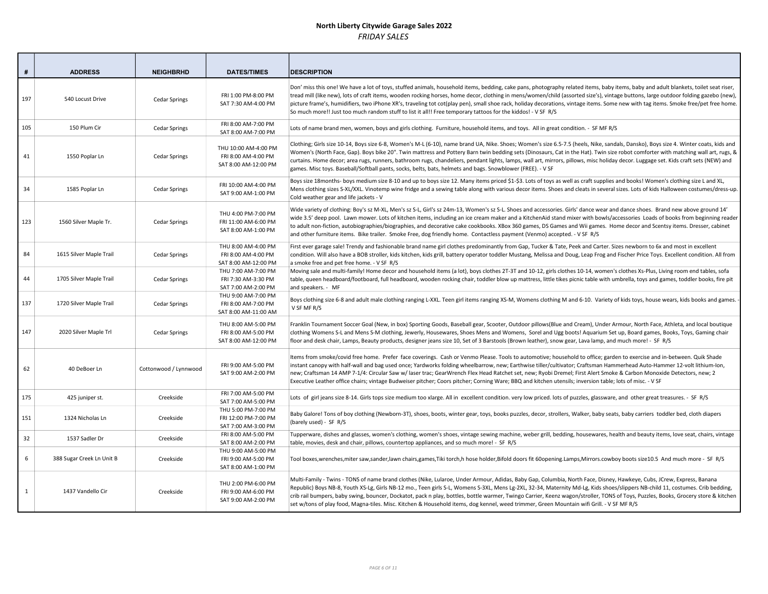**North Liberty Citywide Garage Sales 2022**

*FRIDAY SALES*

| # | ADDRESS | NEIGHBRHD | DATES/TIMES | DESCRIPTION |
|---|---|---|---|---|
| 197 | 540 Locust Drive | Cedar Springs | FRI 1:00 PM-8:00 PM<br>SAT 7:30 AM-4:00 PM | Don' miss this one! We have a lot of toys, stuffed animals, household items, bedding, cake pans, photography related items, baby items, baby and adult blankets, toilet seat riser, tread mill (like new), lots of craft items, wooden rocking horses, home decor, clothing in mens/women/child (assorted size's), vintage buttons, large outdoor folding gazebo (new), picture frame's, humidifiers, two iPhone XR's, traveling tot cot(play pen), small shoe rack, holiday decorations, vintage items. Some new with tag items. Smoke free/pet free home. So much more!! Just too much random stuff to list it all!! Free temporary tattoos for the kiddos! - V SF R/S |
| 105 | 150 Plum Cir | Cedar Springs | FRI 8:00 AM-7:00 PM<br>SAT 8:00 AM-7:00 PM | Lots of name brand men, women, boys and girls clothing. Furniture, household items, and toys. All in great condition. - SF MF R/S |
| 41 | 1550 Poplar Ln | Cedar Springs | THU 10:00 AM-4:00 PM<br>FRI 8:00 AM-4:00 PM<br>SAT 8:00 AM-12:00 PM | Clothing; Girls size 10-14, Boys size 6-8, Women's M-L (6-10), name brand UA, Nike. Shoes; Women's size 6.5-7.5 (heels, Nike, sandals, Dansko), Boys size 4. Winter coats, kids and Women's (North Face, Gap). Boys bike 20". Twin mattress and Pottery Barn twin bedding sets (Dinosaurs, Cat in the Hat). Twin size robot comforter with matching wall art, rugs, & curtains. Home decor; area rugs, runners, bathroom rugs, chandeliers, pendant lights, lamps, wall art, mirrors, pillows, misc holiday decor. Luggage set. Kids craft sets (NEW) and games. Misc toys. Baseball/Softball pants, socks, belts, bats, helmets and bags. Snowblower (FREE). - V SF |
| 34 | 1585 Poplar Ln | Cedar Springs | FRI 10:00 AM-4:00 PM<br>SAT 9:00 AM-1:00 PM | Boys size 18months- boys medium size 8-10 and up to boys size 12. Many items priced $1-$3. Lots of toys as well as craft supplies and books! Women's clothing size L and XL, Mens clothing sizes S-XL/XXL. Vinotemp wine fridge and a sewing table along with various decor items. Shoes and cleats in several sizes. Lots of kids Halloween costumes/dress-up. Cold weather gear and life jackets - V |
| 123 | 1560 Silver Maple Tr. | Cedar Springs | THU 4:00 PM-7:00 PM<br>FRI 11:00 AM-6:00 PM<br>SAT 8:00 AM-1:00 PM | Wide variety of clothing: Boy's sz M-XL, Men's sz S-L, Girl's sz 24m-13, Women's sz S-L. Shoes and accessories. Girls' dance wear and dance shoes. Brand new above ground 14' wide 3.5' deep pool. Lawn mower. Lots of kitchen items, including an ice cream maker and a KitchenAid stand mixer with bowls/accessories Loads of books from beginning reader to adult non-fiction, autobiographies/biographies, and decorative cake cookbooks. XBox 360 games, DS Games and Wii games. Home decor and Scentsy items. Dresser, cabinet and other furniture items. Bike trailer. Smoke Free, dog friendly home. Contactless payment (Venmo) accepted. - V SF R/S |
| 84 | 1615 Silver Maple Trail | Cedar Springs | THU 8:00 AM-4:00 PM<br>FRI 8:00 AM-4:00 PM<br>SAT 8:00 AM-12:00 PM | First ever garage sale! Trendy and fashionable brand name girl clothes predominantly from Gap, Tucker & Tate, Peek and Carter. Sizes newborn to 6x and most in excellent condition. Will also have a BOB stroller, kids kitchen, kids grill, battery operator toddler Mustang, Melissa and Doug, Leap Frog and Fischer Price Toys. Excellent condition. All from a smoke free and pet free home. - V SF R/S |
| 44 | 1705 Silver Maple Trail | Cedar Springs | THU 7:00 AM-7:00 PM<br>FRI 7:30 AM-3:30 PM<br>SAT 7:00 AM-2:00 PM | Moving sale and multi-family! Home decor and household items (a lot), boys clothes 2T-3T and 10-12, girls clothes 10-14, women's clothes Xs-Plus, Living room end tables, sofa table, queen headboard/footboard, full headboard, wooden rocking chair, toddler blow up mattress, little tikes picnic table with umbrella, toys and games, toddler books, fire pit and speakers. - MF |
| 137 | 1720 Silver Maple Trail | Cedar Springs | THU 9:00 AM-7:00 PM<br>FRI 8:00 AM-7:00 PM<br>SAT 8:00 AM-11:00 AM | Boys clothing size 6-8 and adult male clothing ranging L-XXL. Teen girl items ranging XS-M, Womens clothing M and 6-10. Variety of kids toys, house wears, kids books and games. - V SF MF R/S |
| 147 | 2020 Silver Maple Trl | Cedar Springs | THU 8:00 AM-5:00 PM<br>FRI 8:00 AM-5:00 PM<br>SAT 8:00 AM-12:00 PM | Franklin Tournament Soccer Goal (New, in box) Sporting Goods, Baseball gear, Scooter, Outdoor pillows(Blue and Cream), Under Armour, North Face, Athleta, and local boutique clothing Womens S-L and Mens S-M clothing, Jewerly, Housewares, Shoes Mens and Womens, Sorel and Ugg boots! Aquarium Set up, Board games, Books, Toys, Gaming chair floor and desk chair, Lamps, Beauty products, designer jeans size 10, Set of 3 Barstools (Brown leather), snow gear, Lava lamp, and much more! - SF R/S |
| 62 | 40 DeBoer Ln | Cottonwood / Lynnwood | FRI 9:00 AM-5:00 PM<br>SAT 9:00 AM-2:00 PM | Items from smoke/covid free home. Prefer face coverings. Cash or Venmo Please. Tools to automotive; household to office; garden to exercise and in-between. Quik Shade instant canopy with half-wall and bag used once; Yardworks folding wheelbarrow, new; Earthwise tiller/cultivator; Craftsman Hammerhead Auto-Hammer 12-volt lithium-Ion, new; Craftsman 14 AMP 7-1/4: Circular Saw w/ laser trac; GearWrench Flex Head Ratchet set, new; Ryobi Dremel; First Alert Smoke & Carbon Monoxide Detectors, new; 2 Executive Leather office chairs; vintage Budweiser pitcher; Coors pitcher; Corning Ware; BBQ and kitchen utensils; inversion table; lots of misc. - V SF |
| 175 | 425 juniper st. | Creekside | FRI 7:00 AM-5:00 PM<br>SAT 7:00 AM-5:00 PM | Lots of girl jeans size 8-14. Girls tops size medium too xlarge. All in excellent condition. very low priced. lots of puzzles, glassware, and other great treasures. - SF R/S |
| 151 | 1324 Nicholas Ln | Creekside | THU 5:00 PM-7:00 PM<br>FRI 12:00 PM-7:00 PM<br>SAT 7:00 AM-3:00 PM | Baby Galore! Tons of boy clothing (Newborn-3T), shoes, boots, winter gear, toys, books puzzles, decor, strollers, Walker, baby seats, baby carriers toddler bed, cloth diapers (barely used) - SF R/S |
| 32 | 1537 Sadler Dr | Creekside | FRI 8:00 AM-5:00 PM<br>SAT 8:00 AM-2:00 PM | Tupperware, dishes and glasses, women's clothing, women's shoes, vintage sewing machine, weber grill, bedding, housewares, health and beauty items, love seat, chairs, vintage table, movies, desk and chair, pillows, countertop appliances, and so much more! - SF R/S |
| 6 | 388 Sugar Creek Ln Unit B | Creekside | THU 9:00 AM-5:00 PM<br>FRI 9:00 AM-5:00 PM<br>SAT 8:00 AM-1:00 PM | Tool boxes,wrenches,miter saw,sander,lawn chairs,games,Tiki torch,h hose holder,Bifold doors fit 60opening.Lamps,Mirrors.cowboy boots size10.5 And much more - SF R/S |
| 1 | 1437 Vandello Cir | Creekside | THU 2:00 PM-6:00 PM<br>FRI 9:00 AM-6:00 PM<br>SAT 9:00 AM-2:00 PM | Multi-Family - Twins - TONS of name brand clothes (Nike, Lularoe, Under Armour, Adidas, Baby Gap, Columbia, North Face, Disney, Hawkeye, Cubs, JCrew, Express, Banana Republic) Boys NB-8, Youth XS-Lg, Girls NB-12 mo., Teen girls S-L, Womens S-3XL, Mens Lg-2XL, 32-34, Maternity Md-Lg, Kids shoes/slippers NB-child 11, costumes. Crib bedding, crib rail bumpers, baby swing, bouncer, Dockatot, pack n play, bottles, bottle warmer, Twingo Carrier, Keenz wagon/stroller, TONS of Toys, Puzzles, Books, Grocery store & kitchen set w/tons of play food, Magna-tiles. Misc. Kitchen & Household items, dog kennel, weed trimmer, Green Mountain wifi Grill. - V SF MF R/S |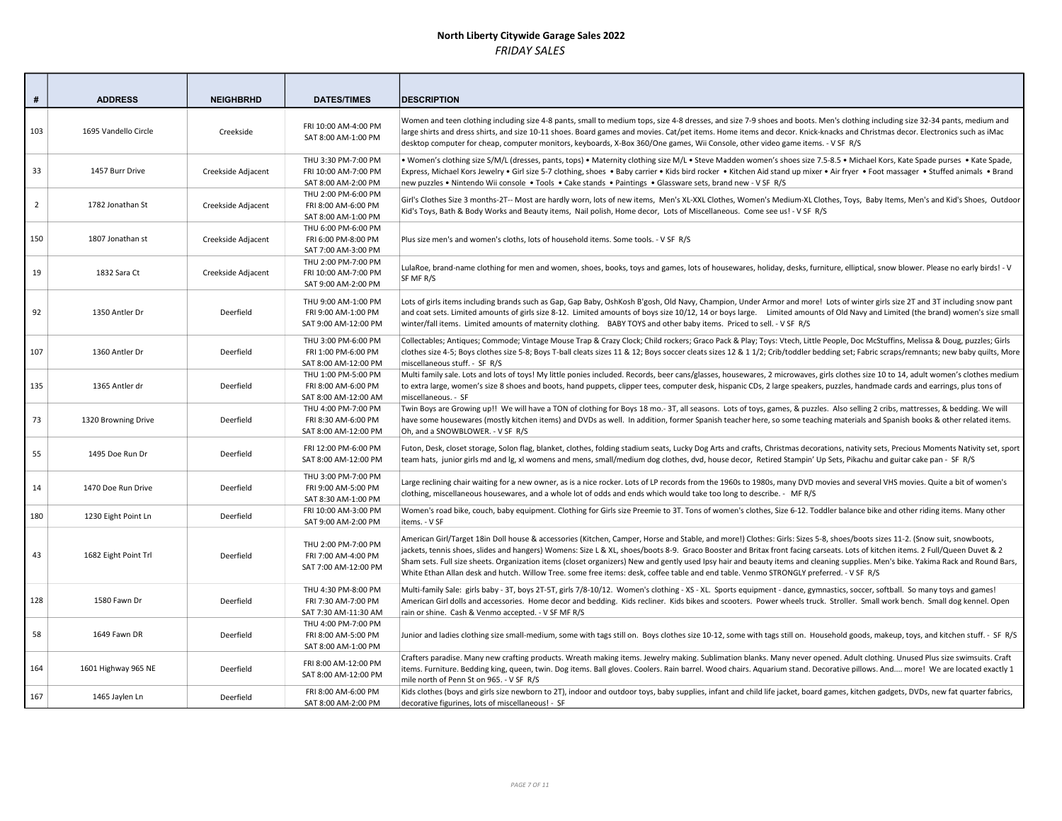## North Liberty Citywide Garage Sales 2022

*FRIDAY SALES*

| # | ADDRESS | NEIGHBRHD | DATES/TIMES | DESCRIPTION |
|---|---|---|---|---|
| 103 | 1695 Vandello Circle | Creekside | FRI 10:00 AM-4:00 PM<br>SAT 8:00 AM-1:00 PM | Women and teen clothing including size 4-8 pants, small to medium tops, size 4-8 dresses, and size 7-9 shoes and boots. Men's clothing including size 32-34 pants, medium and large shirts and dress shirts, and size 10-11 shoes. Board games and movies. Cat/pet items. Home items and decor. Knick-knacks and Christmas decor. Electronics such as iMac desktop computer for cheap, computer monitors, keyboards, X-Box 360/One games, Wii Console, other video game items. - V SF R/S |
| 33 | 1457 Burr Drive | Creekside Adjacent | THU 3:30 PM-7:00 PM<br>FRI 10:00 AM-7:00 PM<br>SAT 8:00 AM-2:00 PM | • Women's clothing size S/M/L (dresses, pants, tops) • Maternity clothing size M/L • Steve Madden women's shoes size 7.5-8.5 • Michael Kors, Kate Spade purses • Kate Spade, Express, Michael Kors Jewelry • Girl size 5-7 clothing, shoes • Baby carrier • Kids bird rocker • Kitchen Aid stand up mixer • Air fryer • Foot massager • Stuffed animals • Brand new puzzles • Nintendo Wii console • Tools • Cake stands • Paintings • Glassware sets, brand new - V SF R/S |
| 2 | 1782 Jonathan St | Creekside Adjacent | THU 2:00 PM-6:00 PM<br>FRI 8:00 AM-6:00 PM<br>SAT 8:00 AM-1:00 PM | Girl's Clothes Size 3 months-2T-- Most are hardly worn, lots of new items, Men's XL-XXL Clothes, Women's Medium-XL Clothes, Toys, Baby Items, Men's and Kid's Shoes, Outdoor Kid's Toys, Bath & Body Works and Beauty items, Nail polish, Home decor, Lots of Miscellaneous. Come see us! - V SF R/S |
| 150 | 1807 Jonathan st | Creekside Adjacent | THU 6:00 PM-6:00 PM<br>FRI 6:00 PM-8:00 PM<br>SAT 7:00 AM-3:00 PM | Plus size men's and women's cloths, lots of household items. Some tools. - V SF R/S |
| 19 | 1832 Sara Ct | Creekside Adjacent | THU 2:00 PM-7:00 PM<br>FRI 10:00 AM-7:00 PM<br>SAT 9:00 AM-2:00 PM | LulaRoe, brand-name clothing for men and women, shoes, books, toys and games, lots of housewares, holiday, desks, furniture, elliptical, snow blower. Please no early birds! - V SF MF R/S |
| 92 | 1350 Antler Dr | Deerfield | THU 9:00 AM-1:00 PM<br>FRI 9:00 AM-1:00 PM<br>SAT 9:00 AM-12:00 PM | Lots of girls items including brands such as Gap, Gap Baby, OshKosh B'gosh, Old Navy, Champion, Under Armor and more! Lots of winter girls size 2T and 3T including snow pant and coat sets. Limited amounts of girls size 8-12. Limited amounts of boys size 10/12, 14 or boys large. Limited amounts of Old Navy and Limited (the brand) women's size small winter/fall items. Limited amounts of maternity clothing. BABY TOYS and other baby items. Priced to sell. - V SF R/S |
| 107 | 1360 Antler Dr | Deerfield | THU 3:00 PM-6:00 PM<br>FRI 1:00 PM-6:00 PM<br>SAT 8:00 AM-12:00 PM | Collectables; Antiques; Commode; Vintage Mouse Trap & Crazy Clock; Child rockers; Graco Pack & Play; Toys: Vtech, Little People, Doc McStuffins, Melissa & Doug, puzzles; Girls clothes size 4-5; Boys clothes size 5-8; Boys T-ball cleats sizes 11 & 12; Boys soccer cleats sizes 12 & 1 1/2; Crib/toddler bedding set; Fabric scraps/remnants; new baby quilts, More miscellaneous stuff. - SF R/S |
| 135 | 1365 Antler dr | Deerfield | THU 1:00 PM-5:00 PM<br>FRI 8:00 AM-6:00 PM<br>SAT 8:00 AM-12:00 AM | Multi family sale. Lots and lots of toys! My little ponies included. Records, beer cans/glasses, housewares, 2 microwaves, girls clothes size 10 to 14, adult women's clothes medium to extra large, women's size 8 shoes and boots, hand puppets, clipper tees, computer desk, hispanic CDs, 2 large speakers, puzzles, handmade cards and earrings, plus tons of miscellaneous. - SF |
| 73 | 1320 Browning Drive | Deerfield | THU 4:00 PM-7:00 PM<br>FRI 8:30 AM-6:00 PM<br>SAT 8:00 AM-12:00 PM | Twin Boys are Growing up!! We will have a TON of clothing for Boys 18 mo.- 3T, all seasons. Lots of toys, games, & puzzles. Also selling 2 cribs, mattresses, & bedding. We will have some housewares (mostly kitchen items) and DVDs as well. In addition, former Spanish teacher here, so some teaching materials and Spanish books & other related items. Oh, and a SNOWBLOWER. - V SF R/S |
| 55 | 1495 Doe Run Dr | Deerfield | FRI 12:00 PM-6:00 PM<br>SAT 8:00 AM-12:00 PM | Futon, Desk, closet storage, Solon flag, blanket, clothes, folding stadium seats, Lucky Dog Arts and crafts, Christmas decorations, nativity sets, Precious Moments Nativity set, sport team hats, junior girls md and lg, xl womens and mens, small/medium dog clothes, dvd, house decor, Retired Stampin' Up Sets, Pikachu and guitar cake pan - SF R/S |
| 14 | 1470 Doe Run Drive | Deerfield | THU 3:00 PM-7:00 PM<br>FRI 9:00 AM-5:00 PM<br>SAT 8:30 AM-1:00 PM | Large reclining chair waiting for a new owner, as is a nice rocker. Lots of LP records from the 1960s to 1980s, many DVD movies and several VHS movies. Quite a bit of women's clothing, miscellaneous housewares, and a whole lot of odds and ends which would take too long to describe. - MF R/S |
| 180 | 1230 Eight Point Ln | Deerfield | FRI 10:00 AM-3:00 PM<br>SAT 9:00 AM-2:00 PM | Women's road bike, couch, baby equipment. Clothing for Girls size Preemie to 3T. Tons of women's clothes, Size 6-12. Toddler balance bike and other riding items. Many other items. - V SF |
| 43 | 1682 Eight Point Trl | Deerfield | THU 2:00 PM-7:00 PM<br>FRI 7:00 AM-4:00 PM<br>SAT 7:00 AM-12:00 PM | American Girl/Target 18in Doll house & accessories (Kitchen, Camper, Horse and Stable, and more!) Clothes: Girls: Sizes 5-8, shoes/boots sizes 11-2. (Snow suit, snowboots, jackets, tennis shoes, slides and hangers) Womens: Size L & XL, shoes/boots 8-9. Graco Booster and Britax front facing carseats. Lots of kitchen items. 2 Full/Queen Duvet & 2 Sham sets. Full size sheets. Organization items (closet organizers) New and gently used Ipsy hair and beauty items and cleaning supplies. Men's bike. Yakima Rack and Round Bars, White Ethan Allan desk and hutch. Willow Tree. some free items: desk, coffee table and end table. Venmo STRONGLY preferred. - V SF R/S |
| 128 | 1580 Fawn Dr | Deerfield | THU 4:30 PM-8:00 PM<br>FRI 7:30 AM-7:00 PM<br>SAT 7:30 AM-11:30 AM | Multi-family Sale: girls baby - 3T, boys 2T-5T, girls 7/8-10/12. Women's clothing - XS - XL. Sports equipment - dance, gymnastics, soccer, softball. So many toys and games! American Girl dolls and accessories. Home decor and bedding. Kids recliner. Kids bikes and scooters. Power wheels truck. Stroller. Small work bench. Small dog kennel. Open rain or shine. Cash & Venmo accepted. - V SF MF R/S |
| 58 | 1649 Fawn DR | Deerfield | THU 4:00 PM-7:00 PM<br>FRI 8:00 AM-5:00 PM<br>SAT 8:00 AM-1:00 PM | Junior and ladies clothing size small-medium, some with tags still on. Boys clothes size 10-12, some with tags still on. Household goods, makeup, toys, and kitchen stuff. - SF R/S |
| 164 | 1601 Highway 965 NE | Deerfield | FRI 8:00 AM-12:00 PM<br>SAT 8:00 AM-12:00 PM | Crafters paradise. Many new crafting products. Wreath making items. Jewelry making. Sublimation blanks. Many never opened. Adult clothing. Unused Plus size swimsuits. Craft items. Furniture. Bedding king, queen, twin. Dog items. Ball gloves. Coolers. Rain barrel. Wood chairs. Aquarium stand. Decorative pillows. And.... more! We are located exactly 1 mile north of Penn St on 965. - V SF R/S |
| 167 | 1465 Jaylen Ln | Deerfield | FRI 8:00 AM-6:00 PM<br>SAT 8:00 AM-2:00 PM | Kids clothes (boys and girls size newborn to 2T), indoor and outdoor toys, baby supplies, infant and child life jacket, board games, kitchen gadgets, DVDs, new fat quarter fabrics, decorative figurines, lots of miscellaneous! - SF |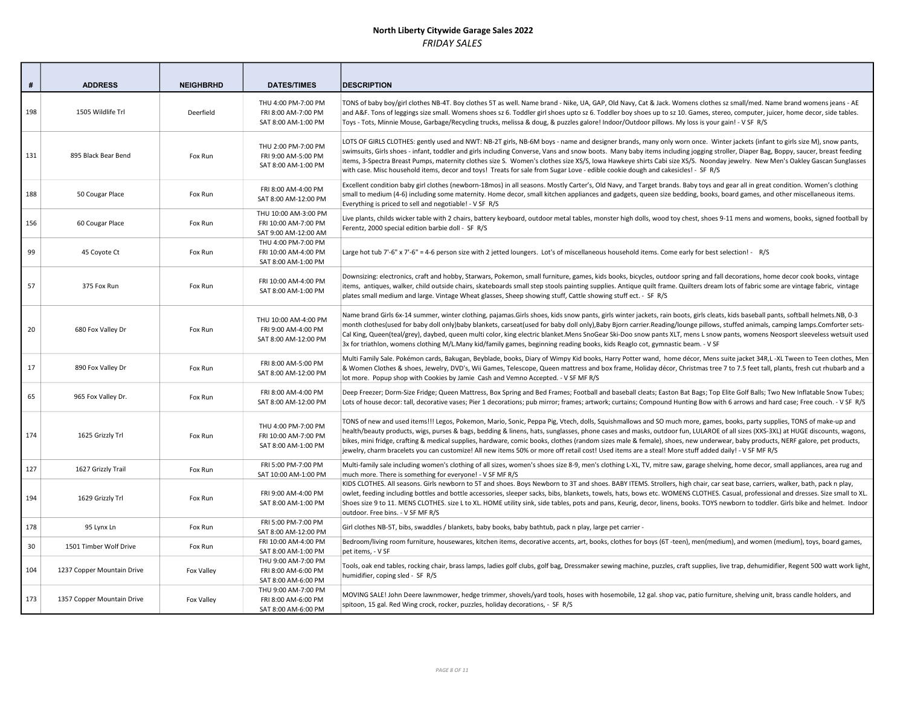# North Liberty Citywide Garage Sales 2022

*FRIDAY SALES*

| # | ADDRESS | NEIGHBRHD | DATES/TIMES | DESCRIPTION |
|---|---|---|---|---|
| 198 | 1505 Wildlife Trl | Deerfield | THU 4:00 PM-7:00 PM<br>FRI 8:00 AM-7:00 PM<br>SAT 8:00 AM-1:00 PM | TONS of baby boy/girl clothes NB-4T. Boy clothes 5T as well. Name brand - Nike, UA, GAP, Old Navy, Cat & Jack. Womens clothes sz small/med. Name brand womens jeans - AE and A&F. Tons of leggings size small. Womens shoes sz 6. Toddler girl shoes upto sz 6. Toddler boy shoes up to sz 10. Games, stereo, computer, juicer, home decor, side tables. Toys - Tots, Minnie Mouse, Garbage/Recycling trucks, melissa & doug, & puzzles galore! Indoor/Outdoor pillows. My loss is your gain! - V SF R/S |
| 131 | 895 Black Bear Bend | Fox Run | THU 2:00 PM-7:00 PM<br>FRI 9:00 AM-5:00 PM<br>SAT 8:00 AM-1:00 PM | LOTS OF GIRLS CLOTHES: gently used and NWT: NB-2T girls, NB-6M boys - name and designer brands, many only worn once. Winter jackets (infant to girls size M), snow pants, swimsuits, Girls shoes - infant, toddler and girls including Converse, Vans and snow boots. Many baby items including jogging stroller, Diaper Bag, Boppy, saucer, breast feeding items, 3-Spectra Breast Pumps, maternity clothes size S. Women's clothes size XS/S, Iowa Hawkeye shirts Cabi size XS/S. Noonday jewelry. New Men's Oakley Gascan Sunglasses with case. Misc household items, decor and toys! Treats for sale from Sugar Love - edible cookie dough and cakesicles! - SF R/S |
| 188 | 50 Cougar Place | Fox Run | FRI 8:00 AM-4:00 PM<br>SAT 8:00 AM-12:00 PM | Excellent condition baby girl clothes (newborn-18mos) in all seasons. Mostly Carter's, Old Navy, and Target brands. Baby toys and gear all in great condition. Women's clothing small to medium (4-6) including some maternity. Home decor, small kitchen appliances and gadgets, queen size bedding, books, board games, and other miscellaneous items. Everything is priced to sell and negotiable! - V SF R/S |
| 156 | 60 Cougar Place | Fox Run | THU 10:00 AM-3:00 PM<br>FRI 10:00 AM-7:00 PM<br>SAT 9:00 AM-12:00 AM | Live plants, childs wicker table with 2 chairs, battery keyboard, outdoor metal tables, monster high dolls, wood toy chest, shoes 9-11 mens and womens, books, signed football by Ferentz, 2000 special edition barbie doll - SF R/S |
| 99 | 45 Coyote Ct | Fox Run | THU 4:00 PM-7:00 PM<br>FRI 10:00 AM-4:00 PM<br>SAT 8:00 AM-1:00 PM | Large hot tub 7'-6" x 7'-6" = 4-6 person size with 2 jetted loungers. Lot's of miscellaneous household items. Come early for best selection! - R/S |
| 57 | 375 Fox Run | Fox Run | FRI 10:00 AM-4:00 PM<br>SAT 8:00 AM-1:00 PM | Downsizing: electronics, craft and hobby, Starwars, Pokemon, small furniture, games, kids books, bicycles, outdoor spring and fall decorations, home decor cook books, vintage items, antiques, walker, child outside chairs, skateboards small step stools painting supplies. Antique quilt frame. Quilters dream lots of fabric some are vintage fabric, vintage plates small medium and large. Vintage Wheat glasses, Sheep showing stuff, Cattle showing stuff ect. - SF R/S |
| 20 | 680 Fox Valley Dr | Fox Run | THU 10:00 AM-4:00 PM<br>FRI 9:00 AM-4:00 PM<br>SAT 8:00 AM-12:00 PM | Name brand Girls 6x-14 summer, winter clothing, pajamas.Girls shoes, kids snow pants, girls winter jackets, rain boots, girls cleats, kids baseball pants, softball helmets.NB, 0-3 month clothes(used for baby doll only)baby blankets, carseat(used for baby doll only),Baby Bjorn carrier.Reading/lounge pillows, stuffed animals, camping lamps.Comforter sets-Cal King, Queen(teal/grey), daybed, queen multi color, king electric blanket.Mens SnoGear Ski-Doo snow pants XLT, mens L snow pants, womens Neosport sleeveless wetsuit used 3x for triathlon, womens clothing M/L.Many kid/family games, beginning reading books, kids Reaglo cot, gymnastic beam. - V SF |
| 17 | 890 Fox Valley Dr | Fox Run | FRI 8:00 AM-5:00 PM<br>SAT 8:00 AM-12:00 PM | Multi Family Sale. Pokémon cards, Bakugan, Beyblade, books, Diary of Wimpy Kid books, Harry Potter wand, home décor, Mens suite jacket 34R,L -XL Tween to Teen clothes, Men & Women Clothes & shoes, Jewelry, DVD's, Wii Games, Telescope, Queen mattress and box frame, Holiday décor, Christmas tree 7 to 7.5 feet tall, plants, fresh cut rhubarb and a lot more. Popup shop with Cookies by Jamie Cash and Vemno Accepted. - V SF MF R/S |
| 65 | 965 Fox Valley Dr. | Fox Run | FRI 8:00 AM-4:00 PM<br>SAT 8:00 AM-12:00 PM | Deep Freezer; Dorm-Size Fridge; Queen Mattress, Box Spring and Bed Frames; Football and baseball cleats; Easton Bat Bags; Top Elite Golf Balls; Two New Inflatable Snow Tubes; Lots of house decor: tall, decorative vases; Pier 1 decorations; pub mirror; frames; artwork; curtains; Compound Hunting Bow with 6 arrows and hard case; Free couch. - V SF R/S |
| 174 | 1625 Grizzly Trl | Fox Run | THU 4:00 PM-7:00 PM<br>FRI 10:00 AM-7:00 PM<br>SAT 8:00 AM-1:00 PM | TONS of new and used items!!! Legos, Pokemon, Mario, Sonic, Peppa Pig, Vtech, dolls, Squishmallows and SO much more, games, books, party supplies, TONS of make-up and health/beauty products, wigs, purses & bags, bedding & linens, hats, sunglasses, phone cases and masks, outdoor fun, LULAROE of all sizes (XXS-3XL) at HUGE discounts, wagons, bikes, mini fridge, crafting & medical supplies, hardware, comic books, clothes (random sizes male & female), shoes, new underwear, baby products, NERF galore, pet products, jewelry, charm bracelets you can customize! All new items 50% or more off retail cost! Used items are a steal! More stuff added daily! - V SF MF R/S |
| 127 | 1627 Grizzly Trail | Fox Run | FRI 5:00 PM-7:00 PM<br>SAT 10:00 AM-1:00 PM | Multi-family sale including women's clothing of all sizes, women's shoes size 8-9, men's clothing L-XL, TV, mitre saw, garage shelving, home decor, small appliances, area rug and much more. There is something for everyone! - V SF MF R/S |
| 194 | 1629 Grizzly Trl | Fox Run | FRI 9:00 AM-4:00 PM<br>SAT 8:00 AM-1:00 PM | KIDS CLOTHES. All seasons. Girls newborn to 5T and shoes. Boys Newborn to 3T and shoes. BABY ITEMS. Strollers, high chair, car seat base, carriers, walker, bath, pack n play, owlet, feeding including bottles and bottle accessories, sleeper sacks, bibs, blankets, towels, hats, bows etc. WOMENS CLOTHES. Casual, professional and dresses. Size small to XL. Shoes size 9 to 11. MENS CLOTHES. size L to XL. HOME utility sink, side tables, pots and pans, Keurig, decor, linens, books. TOYS newborn to toddler. Girls bike and helmet. Indoor outdoor. Free bins. - V SF MF R/S |
| 178 | 95 Lynx Ln | Fox Run | FRI 5:00 PM-7:00 PM<br>SAT 8:00 AM-12:00 PM | Girl clothes NB-5T, bibs, swaddles / blankets, baby books, baby bathtub, pack n play, large pet carrier - |
| 30 | 1501 Timber Wolf Drive | Fox Run | FRI 10:00 AM-4:00 PM<br>SAT 8:00 AM-1:00 PM | Bedroom/living room furniture, housewares, kitchen items, decorative accents, art, books, clothes for boys (6T -teen), men(medium), and women (medium), toys, board games, pet items, - V SF |
| 104 | 1237 Copper Mountain Drive | Fox Valley | THU 9:00 AM-7:00 PM<br>FRI 8:00 AM-6:00 PM<br>SAT 8:00 AM-6:00 PM | Tools, oak end tables, rocking chair, brass lamps, ladies golf clubs, golf bag, Dressmaker sewing machine, puzzles, craft supplies, live trap, dehumidifier, Regent 500 watt work light, humidifier, coping sled - SF R/S |
| 173 | 1357 Copper Mountain Drive | Fox Valley | THU 9:00 AM-7:00 PM<br>FRI 8:00 AM-6:00 PM<br>SAT 8:00 AM-6:00 PM | MOVING SALE! John Deere lawnmower, hedge trimmer, shovels/yard tools, hoses with hosemobile, 12 gal. shop vac, patio furniture, shelving unit, brass candle holders, and spitoon, 15 gal. Red Wing crock, rocker, puzzles, holiday decorations, - SF R/S |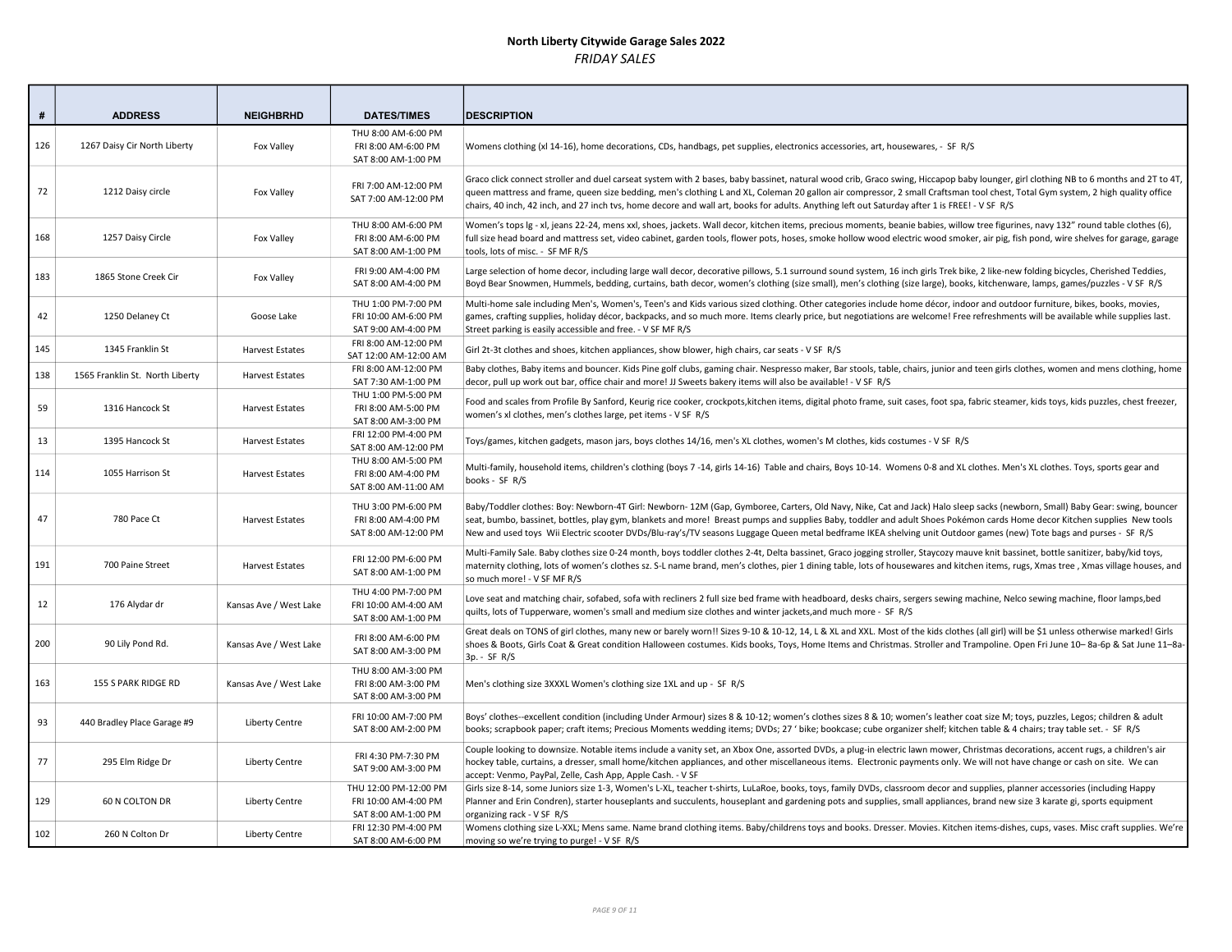# North Liberty Citywide Garage Sales 2022

*FRIDAY SALES*

| # | ADDRESS | NEIGHBRHD | DATES/TIMES | DESCRIPTION |
|---|---|---|---|---|
| 126 | 1267 Daisy Cir North Liberty | Fox Valley | THU 8:00 AM-6:00 PM<br>FRI 8:00 AM-6:00 PM<br>SAT 8:00 AM-1:00 PM | Womens clothing (xl 14-16), home decorations, CDs, handbags, pet supplies, electronics accessories, art, housewares, - SF R/S |
| 72 | 1212 Daisy circle | Fox Valley | FRI 7:00 AM-12:00 PM<br>SAT 7:00 AM-12:00 PM | Graco click connect stroller and duel carseat system with 2 bases, baby bassinet, natural wood crib, Graco swing, Hiccapop baby lounger, girl clothing NB to 6 months and 2T to 4T, queen mattress and frame, queen size bedding, men's clothing L and XL, Coleman 20 gallon air compressor, 2 small Craftsman tool chest, Total Gym system, 2 high quality office chairs, 40 inch, 42 inch, and 27 inch tvs, home decore and wall art, books for adults. Anything left out Saturday after 1 is FREE! - V SF R/S |
| 168 | 1257 Daisy Circle | Fox Valley | THU 8:00 AM-6:00 PM<br>FRI 8:00 AM-6:00 PM<br>SAT 8:00 AM-1:00 PM | Women's tops lg - xl, jeans 22-24, mens xxl, shoes, jackets. Wall decor, kitchen items, precious moments, beanie babies, willow tree figurines, navy 132" round table clothes (6), full size head board and mattress set, video cabinet, garden tools, flower pots, hoses, smoke hollow wood electric wood smoker, air pig, fish pond, wire shelves for garage, garage tools, lots of misc. - SF MF R/S |
| 183 | 1865 Stone Creek Cir | Fox Valley | FRI 9:00 AM-4:00 PM<br>SAT 8:00 AM-4:00 PM | Large selection of home decor, including large wall decor, decorative pillows, 5.1 surround sound system, 16 inch girls Trek bike, 2 like-new folding bicycles, Cherished Teddies, Boyd Bear Snowmen, Hummels, bedding, curtains, bath decor, women's clothing (size small), men's clothing (size large), books, kitchenware, lamps, games/puzzles - V SF R/S |
| 42 | 1250 Delaney Ct | Goose Lake | THU 1:00 PM-7:00 PM<br>FRI 10:00 AM-6:00 PM<br>SAT 9:00 AM-4:00 PM | Multi-home sale including Men's, Women's, Teen's and Kids various sized clothing. Other categories include home décor, indoor and outdoor furniture, bikes, books, movies, games, crafting supplies, holiday décor, backpacks, and so much more. Items clearly price, but negotiations are welcome! Free refreshments will be available while supplies last. Street parking is easily accessible and free. - V SF MF R/S |
| 145 | 1345 Franklin St | Harvest Estates | FRI 8:00 AM-12:00 PM<br>SAT 12:00 AM-12:00 AM | Girl 2t-3t clothes and shoes, kitchen appliances, show blower, high chairs, car seats - V SF R/S |
| 138 | 1565 Franklin St. North Liberty | Harvest Estates | FRI 8:00 AM-12:00 PM<br>SAT 7:30 AM-1:00 PM | Baby clothes, Baby items and bouncer. Kids Pine golf clubs, gaming chair. Nespresso maker, Bar stools, table, chairs, junior and teen girls clothes, women and mens clothing, home decor, pull up work out bar, office chair and more! JJ Sweets bakery items will also be available! - V SF R/S |
| 59 | 1316 Hancock St | Harvest Estates | THU 1:00 PM-5:00 PM<br>FRI 8:00 AM-5:00 PM<br>SAT 8:00 AM-3:00 PM | Food and scales from Profile By Sanford, Keurig rice cooker, crockpots,kitchen items, digital photo frame, suit cases, foot spa, fabric steamer, kids toys, kids puzzles, chest freezer, women's xl clothes, men's clothes large, pet items - V SF R/S |
| 13 | 1395 Hancock St | Harvest Estates | FRI 12:00 PM-4:00 PM<br>SAT 8:00 AM-12:00 PM | Toys/games, kitchen gadgets, mason jars, boys clothes 14/16, men's XL clothes, women's M clothes, kids costumes - V SF R/S |
| 114 | 1055 Harrison St | Harvest Estates | THU 8:00 AM-5:00 PM<br>FRI 8:00 AM-4:00 PM<br>SAT 8:00 AM-11:00 AM | Multi-family, household items, children's clothing (boys 7 -14, girls 14-16) Table and chairs, Boys 10-14. Womens 0-8 and XL clothes. Men's XL clothes. Toys, sports gear and books - SF R/S |
| 47 | 780 Pace Ct | Harvest Estates | THU 3:00 PM-6:00 PM<br>FRI 8:00 AM-4:00 PM<br>SAT 8:00 AM-12:00 PM | Baby/Toddler clothes: Boy: Newborn-4T Girl: Newborn- 12M (Gap, Gymboree, Carters, Old Navy, Nike, Cat and Jack) Halo sleep sacks (newborn, Small) Baby Gear: swing, bouncer seat, bumbo, bassinet, bottles, play gym, blankets and more! Breast pumps and supplies Baby, toddler and adult Shoes Pokémon cards Home decor Kitchen supplies New tools New and used toys Wii Electric scooter DVDs/Blu-ray's/TV seasons Luggage Queen metal bedframe IKEA shelving unit Outdoor games (new) Tote bags and purses - SF R/S |
| 191 | 700 Paine Street | Harvest Estates | FRI 12:00 PM-6:00 PM<br>SAT 8:00 AM-1:00 PM | Multi-Family Sale. Baby clothes size 0-24 month, boys toddler clothes 2-4t, Delta bassinet, Graco jogging stroller, Staycozy mauve knit bassinet, bottle sanitizer, baby/kid toys, maternity clothing, lots of women's clothes sz. S-L name brand, men's clothes, pier 1 dining table, lots of housewares and kitchen items, rugs, Xmas tree , Xmas village houses, and so much more! - V SF MF R/S |
| 12 | 176 Alydar dr | Kansas Ave / West Lake | THU 4:00 PM-7:00 PM<br>FRI 10:00 AM-4:00 AM<br>SAT 8:00 AM-1:00 PM | Love seat and matching chair, sofabed, sofa with recliners 2 full size bed frame with headboard, desks chairs, sergers sewing machine, Nelco sewing machine, floor lamps,bed quilts, lots of Tupperware, women's small and medium size clothes and winter jackets,and much more - SF R/S |
| 200 | 90 Lily Pond Rd. | Kansas Ave / West Lake | FRI 8:00 AM-6:00 PM<br>SAT 8:00 AM-3:00 PM | Great deals on TONS of girl clothes, many new or barely worn!! Sizes 9-10 & 10-12, 14, L & XL and XXL. Most of the kids clothes (all girl) will be $1 unless otherwise marked! Girls shoes & Boots, Girls Coat & Great condition Halloween costumes. Kids books, Toys, Home Items and Christmas. Stroller and Trampoline. Open Fri June 10– 8a-6p & Sat June 11–8a-3p. - SF R/S |
| 163 | 155 S PARK RIDGE RD | Kansas Ave / West Lake | THU 8:00 AM-3:00 PM<br>FRI 8:00 AM-3:00 PM<br>SAT 8:00 AM-3:00 PM | Men's clothing size 3XXXL Women's clothing size 1XL and up - SF R/S |
| 93 | 440 Bradley Place Garage #9 | Liberty Centre | FRI 10:00 AM-7:00 PM<br>SAT 8:00 AM-2:00 PM | Boys' clothes--excellent condition (including Under Armour) sizes 8 & 10-12; women's clothes sizes 8 & 10; women's leather coat size M; toys, puzzles, Legos; children & adult books; scrapbook paper; craft items; Precious Moments wedding items; DVDs; 27 ' bike; bookcase; cube organizer shelf; kitchen table & 4 chairs; tray table set. - SF R/S |
| 77 | 295 Elm Ridge Dr | Liberty Centre | FRI 4:30 PM-7:30 PM<br>SAT 9:00 AM-3:00 PM | Couple looking to downsize. Notable items include a vanity set, an Xbox One, assorted DVDs, a plug-in electric lawn mower, Christmas decorations, accent rugs, a children's air hockey table, curtains, a dresser, small home/kitchen appliances, and other miscellaneous items. Electronic payments only. We will not have change or cash on site. We can accept: Venmo, PayPal, Zelle, Cash App, Apple Cash. - V SF |
| 129 | 60 N COLTON DR | Liberty Centre | THU 12:00 PM-12:00 PM<br>FRI 10:00 AM-4:00 PM<br>SAT 8:00 AM-1:00 PM | Girls size 8-14, some Juniors size 1-3, Women's L-XL, teacher t-shirts, LuLaRoe, books, toys, family DVDs, classroom decor and supplies, planner accessories (including Happy Planner and Erin Condren), starter houseplants and succulents, houseplant and gardening pots and supplies, small appliances, brand new size 3 karate gi, sports equipment organizing rack - V SF R/S |
| 102 | 260 N Colton Dr | Liberty Centre | FRI 12:30 PM-4:00 PM<br>SAT 8:00 AM-6:00 PM | Womens clothing size L-XXL; Mens same. Name brand clothing items. Baby/childrens toys and books. Dresser. Movies. Kitchen items-dishes, cups, vases. Misc craft supplies. We're moving so we're trying to purge! - V SF R/S |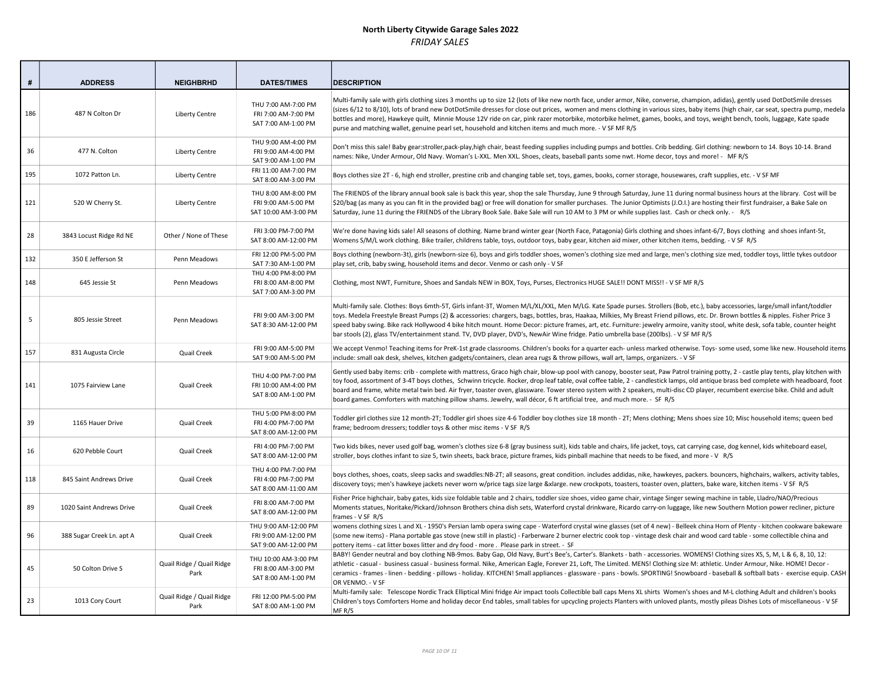# North Liberty Citywide Garage Sales 2022

*FRIDAY SALES*

| # | ADDRESS | NEIGHBRHD | DATES/TIMES | DESCRIPTION |
|---|---|---|---|---|
| 186 | 487 N Colton Dr | Liberty Centre | THU 7:00 AM-7:00 PM<br>FRI 7:00 AM-7:00 PM<br>SAT 7:00 AM-1:00 PM | Multi-family sale with girls clothing sizes 3 months up to size 12 (lots of like new north face, under armor, Nike, converse, champion, adidas), gently used DotDotSmile dresses (sizes 6/12 to 8/10), lots of brand new DotDotSmile dresses for close out prices, women and mens clothing in various sizes, baby items (high chair, car seat, spectra pump, medela bottles and more), Hawkeye quilt, Minnie Mouse 12V ride on car, pink razer motorbike, motorbike helmet, games, books, and toys, weight bench, tools, luggage, Kate spade purse and matching wallet, genuine pearl set, household and kitchen items and much more. - V SF MF R/S |
| 36 | 477 N. Colton | Liberty Centre | THU 9:00 AM-4:00 PM<br>FRI 9:00 AM-4:00 PM<br>SAT 9:00 AM-1:00 PM | Don't miss this sale! Baby gear:stroller,pack-play,high chair, beast feeding supplies including pumps and bottles. Crib bedding. Girl clothing: newborn to 14. Boys 10-14. Brand names: Nike, Under Armour, Old Navy. Woman's L-XXL. Men XXL. Shoes, cleats, baseball pants some nwt. Home decor, toys and more! - MF R/S |
| 195 | 1072 Patton Ln. | Liberty Centre | FRI 11:00 AM-7:00 PM<br>SAT 8:00 AM-3:00 PM | Boys clothes size 2T - 6, high end stroller, prestine crib and changing table set, toys, games, books, corner storage, housewares, craft supplies, etc. - V SF MF |
| 121 | 520 W Cherry St. | Liberty Centre | THU 8:00 AM-8:00 PM<br>FRI 9:00 AM-5:00 PM<br>SAT 10:00 AM-3:00 PM | The FRIENDS of the library annual book sale is back this year, shop the sale Thursday, June 9 through Saturday, June 11 during normal business hours at the library. Cost will be $20/bag (as many as you can fit in the provided bag) or free will donation for smaller purchases. The Junior Optimists (J.O.I.) are hosting their first fundraiser, a Bake Sale on Saturday, June 11 during the FRIENDS of the Library Book Sale. Bake Sale will run 10 AM to 3 PM or while supplies last. Cash or check only. - R/S |
| 28 | 3843 Locust Ridge Rd NE | Other / None of These | FRI 3:00 PM-7:00 PM<br>SAT 8:00 AM-12:00 PM | We're done having kids sale! All seasons of clothing. Name brand winter gear (North Face, Patagonia) Girls clothing and shoes infant-6/7, Boys clothing and shoes infant-5t, Womens S/M/L work clothing. Bike trailer, childrens table, toys, outdoor toys, baby gear, kitchen aid mixer, other kitchen items, bedding. - V SF R/S |
| 132 | 350 E Jefferson St | Penn Meadows | FRI 12:00 PM-5:00 PM<br>SAT 7:30 AM-1:00 PM | Boys clothing (newborn-3t), girls (newborn-size 6), boys and girls toddler shoes, women's clothing size med and large, men's clothing size med, toddler toys, little tykes outdoor play set, crib, baby swing, household items and decor. Venmo or cash only - V SF |
| 148 | 645 Jessie St | Penn Meadows | THU 4:00 PM-8:00 PM<br>FRI 8:00 AM-8:00 PM<br>SAT 7:00 AM-3:00 PM | Clothing, most NWT, Furniture, Shoes and Sandals NEW in BOX, Toys, Purses, Electronics HUGE SALE!! DONT MISS!! - V SF MF R/S |
| 5 | 805 Jessie Street | Penn Meadows | FRI 9:00 AM-3:00 PM<br>SAT 8:30 AM-12:00 PM | Multi-family sale. Clothes: Boys 6mth-5T, Girls infant-3T, Women M/L/XL/XXL, Men M/LG. Kate Spade purses. Strollers (Bob, etc.), baby accessories, large/small infant/toddler toys. Medela Freestyle Breast Pumps (2) & accessories: chargers, bags, bottles, bras, Haakaa, Milkies, My Breast Friend pillows, etc. Dr. Brown bottles & nipples. Fisher Price 3 speed baby swing. Bike rack Hollywood 4 bike hitch mount. Home Decor: picture frames, art, etc. Furniture: jewelry armoire, vanity stool, white desk, sofa table, counter height bar stools (2), glass TV/entertainment stand. TV, DVD player, DVD's, NewAir Wine fridge. Patio umbrella base (200lbs). - V SF MF R/S |
| 157 | 831 Augusta Circle | Quail Creek | FRI 9:00 AM-5:00 PM<br>SAT 9:00 AM-5:00 PM | We accept Venmo! Teaching items for PreK-1st grade classrooms. Children's books for a quarter each- unless marked otherwise. Toys- some used, some like new. Household items include: small oak desk, shelves, kitchen gadgets/containers, clean area rugs & throw pillows, wall art, lamps, organizers. - V SF |
| 141 | 1075 Fairview Lane | Quail Creek | THU 4:00 PM-7:00 PM<br>FRI 10:00 AM-4:00 PM<br>SAT 8:00 AM-1:00 PM | Gently used baby items: crib - complete with mattress, Graco high chair, blow-up pool with canopy, booster seat, Paw Patrol training potty, 2 - castle play tents, play kitchen with toy food, assortment of 3-4T boys clothes, Schwinn tricycle. Rocker, drop leaf table, oval coffee table, 2 - candlestick lamps, old antique brass bed complete with headboard, foot board and frame, white metal twin bed. Air fryer, toaster oven, glassware. Tower stereo system with 2 speakers, multi-disc CD player, recumbent exercise bike. Child and adult board games. Comforters with matching pillow shams. Jewelry, wall décor, 6 ft artificial tree, and much more. - SF R/S |
| 39 | 1165 Hauer Drive | Quail Creek | THU 5:00 PM-8:00 PM<br>FRI 4:00 PM-7:00 PM<br>SAT 8:00 AM-12:00 PM | Toddler girl clothes size 12 month-2T; Toddler girl shoes size 4-6 Toddler boy clothes size 18 month - 2T; Mens clothing; Mens shoes size 10; Misc household items; queen bed frame; bedroom dressers; toddler toys & other misc items - V SF R/S |
| 16 | 620 Pebble Court | Quail Creek | FRI 4:00 PM-7:00 PM<br>SAT 8:00 AM-12:00 PM | Two kids bikes, never used golf bag, women's clothes size 6-8 (gray business suit), kids table and chairs, life jacket, toys, cat carrying case, dog kennel, kids whiteboard easel, stroller, boys clothes infant to size 5, twin sheets, back brace, picture frames, kids pinball machine that needs to be fixed, and more - V R/S |
| 118 | 845 Saint Andrews Drive | Quail Creek | THU 4:00 PM-7:00 PM<br>FRI 4:00 PM-7:00 PM<br>SAT 8:00 AM-11:00 AM | boys clothes, shoes, coats, sleep sacks and swaddles:NB-2T; all seasons, great condition. includes addidas, nike, hawkeyes, packers. bouncers, highchairs, walkers, activity tables, discovery toys; men's hawkeye jackets never worn w/price tags size large &xlarge. new crockpots, toasters, toaster oven, platters, bake ware, kitchen items - V SF R/S |
| 89 | 1020 Saint Andrews Drive | Quail Creek | FRI 8:00 AM-7:00 PM<br>SAT 8:00 AM-12:00 PM | Fisher Price highchair, baby gates, kids size foldable table and 2 chairs, toddler size shoes, video game chair, vintage Singer sewing machine in table, Lladro/NAO/Precious Moments statues, Noritake/Pickard/Johnson Brothers china dish sets, Waterford crystal drinkware, Ricardo carry-on luggage, like new Southern Motion power recliner, picture frames - V SF R/S |
| 96 | 388 Sugar Creek Ln. apt A | Quail Creek | THU 9:00 AM-12:00 PM<br>FRI 9:00 AM-12:00 PM<br>SAT 9:00 AM-12:00 PM | womens clothing sizes L and XL - 1950's Persian lamb opera swing cape - Waterford crystal wine glasses (set of 4 new) - Belleek china Horn of Plenty - kitchen cookware bakeware (some new items) - Plana portable gas stove (new still in plastic) - Farberware 2 burner electric cook top - vintage desk chair and wood card table - some collectible china and pottery items - cat litter boxes litter and dry food - more . Please park in street. - SF |
| 45 | 50 Colton Drive S | Quail Ridge / Quail Ridge Park | THU 10:00 AM-3:00 PM<br>FRI 8:00 AM-3:00 PM<br>SAT 8:00 AM-1:00 PM | BABY! Gender neutral and boy clothing NB-9mos. Baby Gap, Old Navy, Burt's Bee's, Carter's. Blankets - bath - accessories. WOMENS! Clothing sizes XS, S, M, L & 6, 8, 10, 12: athletic - casual - business casual - business formal. Nike, American Eagle, Forever 21, Loft, The Limited. MENS! Clothing size M: athletic. Under Armour, Nike. HOME! Decor - ceramics - frames - linen - bedding - pillows - holiday. KITCHEN! Small appliances - glassware - pans - bowls. SPORTING! Snowboard - baseball & softball bats - exercise equip. CASH OR VENMO. - V SF |
| 23 | 1013 Cory Court | Quail Ridge / Quail Ridge Park | FRI 12:00 PM-5:00 PM<br>SAT 8:00 AM-1:00 PM | Multi-family sale: Telescope Nordic Track Elliptical Mini fridge Air impact tools Collectible ball caps Mens XL shirts Women's shoes and M-L clothing Adult and children's books Children's toys Comforters Home and holiday decor End tables, small tables for upcycling projects Planters with unloved plants, mostly pileas Dishes Lots of miscellaneous - V SF MF R/S |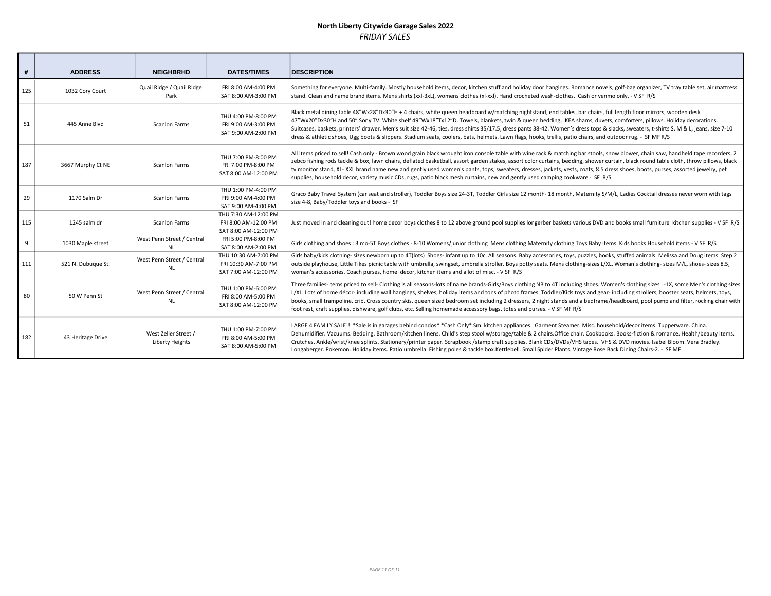**North Liberty Citywide Garage Sales 2022**

*FRIDAY SALES*

| # | ADDRESS | NEIGHBRHD | DATES/TIMES | DESCRIPTION |
|---|---|---|---|---|
| 125 | 1032 Cory Court | Quail Ridge / Quail Ridge Park | FRI 8:00 AM-4:00 PM<br>SAT 8:00 AM-3:00 PM | Something for everyone. Multi-family. Mostly household items, decor, kitchen stuff and holiday door hangings. Romance novels, golf-bag organizer, TV tray table set, air mattress stand. Clean and name brand items. Mens shirts (xxl-3xL), womens clothes (xl-xxl). Hand crocheted wash-clothes. Cash or venmo only. - V SF R/S |
| 51 | 445 Anne Blvd | Scanlon Farms | THU 4:00 PM-8:00 PM<br>FRI 9:00 AM-3:00 PM<br>SAT 9:00 AM-2:00 PM | Black metal dining table 48"Wx28"Dx30"H + 4 chairs, white queen headboard w/matching nightstand, end tables, bar chairs, full length floor mirrors, wooden desk 47"Wx20"Dx30"H and 50" Sony TV. White shelf 49"Wx18"Tx12"D. Towels, blankets, twin & queen bedding, IKEA shams, duvets, comforters, pillows. Holiday decorations. Suitcases, baskets, printers' drawer. Men's suit size 42-46, ties, dress shirts 35/17.5, dress pants 38-42. Women's dress tops & slacks, sweaters, t-shirts S, M & L, jeans, size 7-10 dress & athletic shoes, Ugg boots & slippers. Stadium seats, coolers, bats, helmets. Lawn flags, hooks, trellis, patio chairs, and outdoor rug. - SF MF R/S |
| 187 | 3667 Murphy Ct NE | Scanlon Farms | THU 7:00 PM-8:00 PM<br>FRI 7:00 PM-8:00 PM<br>SAT 8:00 AM-12:00 PM | All items priced to sell! Cash only - Brown wood grain black wrought iron console table with wine rack & matching bar stools, snow blower, chain saw, handheld tape recorders, 2 zebco fishing rods tackle & box, lawn chairs, deflated basketball, assort garden stakes, assort color curtains, bedding, shower curtain, black round table cloth, throw pillows, black tv monitor stand, XL- XXL brand name new and gently used women's pants, tops, sweaters, dresses, jackets, vests, coats, 8.5 dress shoes, boots, purses, assorted jewelry, pet supplies, household decor, variety music CDs, rugs, patio black mesh curtains, new and gently used camping cookware - SF R/S |
| 29 | 1170 Salm Dr | Scanlon Farms | THU 1:00 PM-4:00 PM<br>FRI 9:00 AM-4:00 PM<br>SAT 9:00 AM-4:00 PM | Graco Baby Travel System (car seat and stroller), Toddler Boys size 24-3T, Toddler Girls size 12 month- 18 month, Maternity S/M/L, Ladies Cocktail dresses never worn with tags size 4-8, Baby/Toddler toys and books - SF |
| 115 | 1245 salm dr | Scanlon Farms | THU 7:30 AM-12:00 PM<br>FRI 8:00 AM-12:00 PM<br>SAT 8:00 AM-12:00 PM | Just moved in and cleaning out! home decor boys clothes 8 to 12 above ground pool supplies longerber baskets various DVD and books small furniture kitchen supplies - V SF R/S |
| 9 | 1030 Maple street | West Penn Street / Central NL | FRI 5:00 PM-8:00 PM<br>SAT 8:00 AM-2:00 PM | Girls clothing and shoes : 3 mo-5T Boys clothes - 8-10 Womens/junior clothing Mens clothing Maternity clothing Toys Baby items Kids books Household items - V SF R/S |
| 111 | 521 N. Dubuque St. | West Penn Street / Central NL | THU 10:30 AM-7:00 PM<br>FRI 10:30 AM-7:00 PM<br>SAT 7:00 AM-12:00 PM | Girls baby/kids clothing- sizes newborn up to 4T(lots) Shoes- infant up to 10c. All seasons. Baby accessories, toys, puzzles, books, stuffed animals. Melissa and Doug items. Step 2 outside playhouse, Little Tikes picnic table with umbrella, swingset, umbrella stroller. Boys potty seats. Mens clothing-sizes L/XL, Woman's clothing- sizes M/L, shoes- sizes 8.5, woman's accessories. Coach purses, home decor, kitchen items and a lot of misc. - V SF R/S |
| 80 | 50 W Penn St | West Penn Street / Central NL | THU 1:00 PM-6:00 PM<br>FRI 8:00 AM-5:00 PM<br>SAT 8:00 AM-12:00 PM | Three families-Items priced to sell- Clothing is all seasons-lots of name brands-Girls/Boys clothing NB to 4T including shoes. Women's clothing sizes L-1X, some Men's clothing sizes L/XL. Lots of home décor- including wall hangings, shelves, holiday items and tons of photo frames. Toddler/Kids toys and gear- including strollers, booster seats, helmets, toys, books, small trampoline, crib. Cross country skis, queen sized bedroom set including 2 dressers, 2 night stands and a bedframe/headboard, pool pump and filter, rocking chair with foot rest, craft supplies, dishware, golf clubs, etc. Selling homemade accessory bags, totes and purses. - V SF MF R/S |
| 182 | 43 Heritage Drive | West Zeller Street / Liberty Heights | THU 1:00 PM-7:00 PM<br>FRI 8:00 AM-5:00 PM<br>SAT 8:00 AM-5:00 PM | LARGE 4 FAMILY SALE!! *Sale is in garages behind condos* *Cash Only* Sm. kitchen appliances. Garment Steamer. Misc. household/decor items. Tupperware. China. Dehumidifier. Vacuums. Bedding. Bathroom/kitchen linens. Child's step stool w/storage/table & 2 chairs.Office chair. Cookbooks. Books-fiction & romance. Health/beauty items. Crutches. Ankle/wrist/knee splints. Stationery/printer paper. Scrapbook /stamp craft supplies. Blank CDs/DVDs/VHS tapes. VHS & DVD movies. Isabel Bloom. Vera Bradley. Longaberger. Pokemon. Holiday items. Patio umbrella. Fishing poles & tackle box.Kettlebell. Small Spider Plants. Vintage Rose Back Dining Chairs-2. - SF MF |